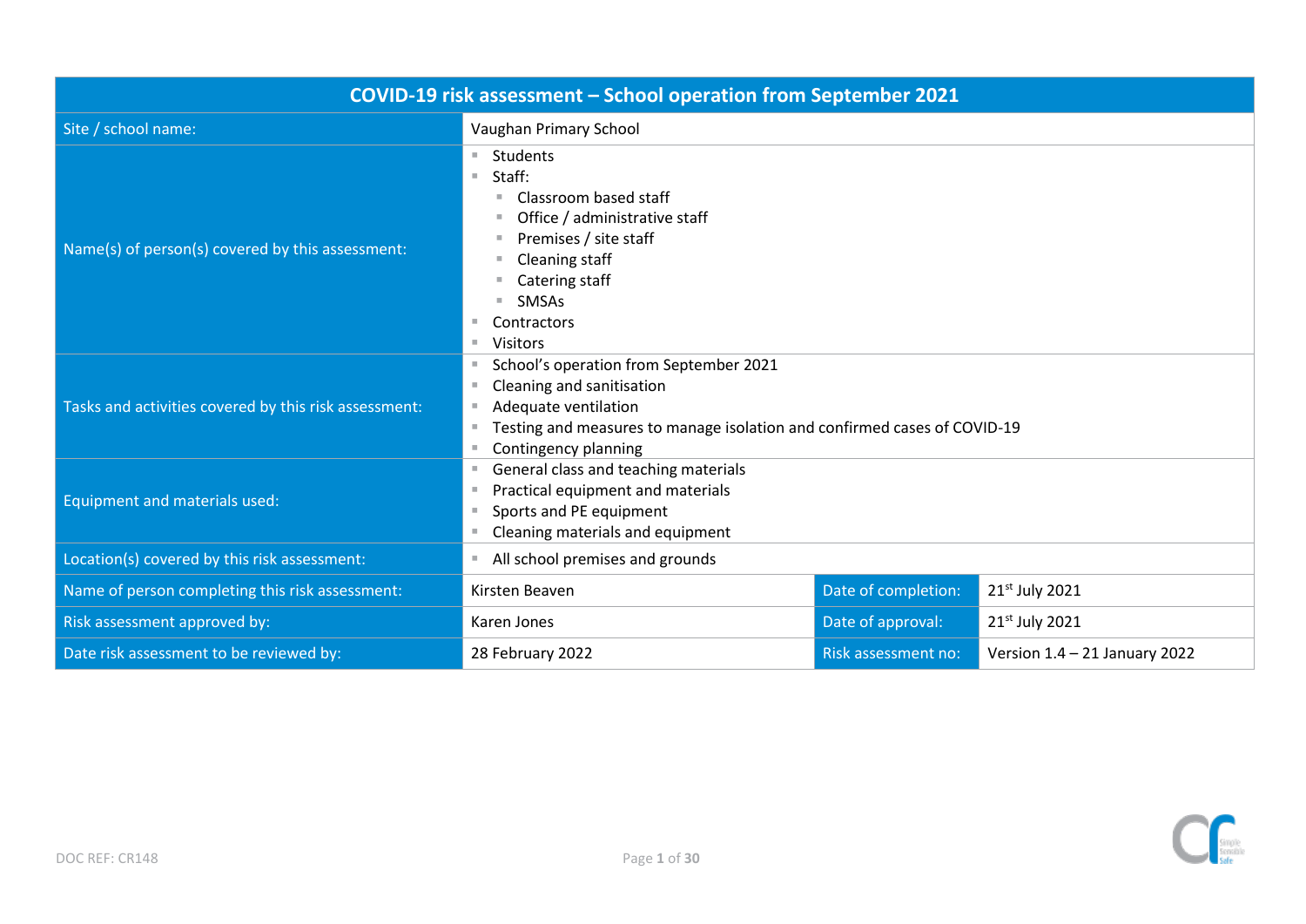| COVID-19 risk assessment – School operation from September 2021 | | | |
|---|---|---|---|
| Site / school name: | Vaughan Primary School | | |
| Name(s) of person(s) covered by this assessment: | ▪ Students<br>▪ Staff:<br>&nbsp;&nbsp;▪ Classroom based staff<br>&nbsp;&nbsp;▪ Office / administrative staff<br>&nbsp;&nbsp;▪ Premises / site staff<br>&nbsp;&nbsp;▪ Cleaning staff<br>&nbsp;&nbsp;▪ Catering staff<br>&nbsp;&nbsp;▪ SMSAs<br>▪ Contractors<br>▪ Visitors | | |
| Tasks and activities covered by this risk assessment: | ▪ School's operation from September 2021<br>▪ Cleaning and sanitisation<br>▪ Adequate ventilation<br>▪ Testing and measures to manage isolation and confirmed cases of COVID-19<br>▪ Contingency planning | | |
| Equipment and materials used: | ▪ General class and teaching materials<br>▪ Practical equipment and materials<br>▪ Sports and PE equipment<br>▪ Cleaning materials and equipment | | |
| Location(s) covered by this risk assessment: | ▪ All school premises and grounds | | |
| Name of person completing this risk assessment: | Kirsten Beaven | Date of completion: | 21st July 2021 |
| Risk assessment approved by: | Karen Jones | Date of approval: | 21st July 2021 |
| Date risk assessment to be reviewed by: | 28 February 2022 | Risk assessment no: | Version 1.4 – 21 January 2022 |

DOC REF: CR148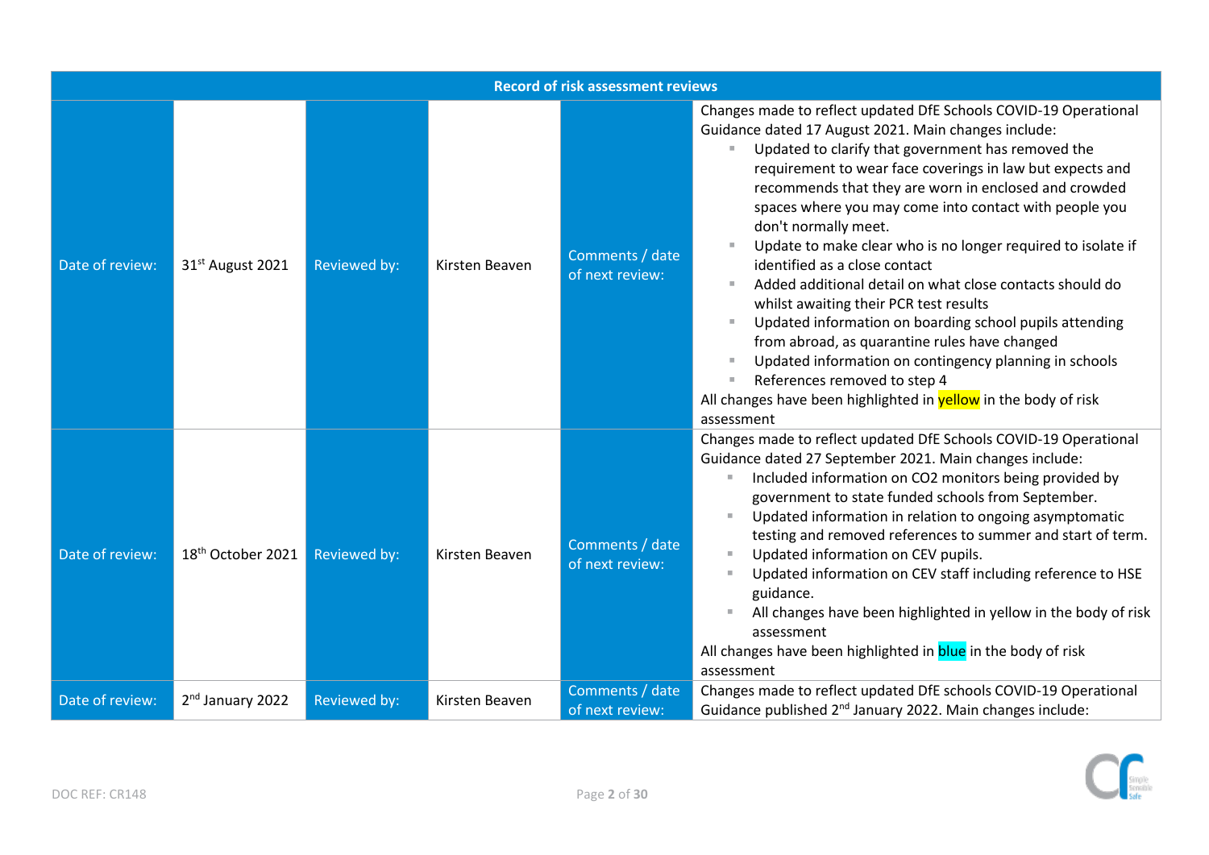| Record of risk assessment reviews | | | | | |
|---|---|---|---|---|---|
| Date of review: | 31st August 2021 | Reviewed by: | Kirsten Beaven | Comments / date of next review: | Changes made to reflect updated DfE Schools COVID-19 Operational Guidance dated 17 August 2021. Main changes include:<br>▪ Updated to clarify that government has removed the requirement to wear face coverings in law but expects and recommends that they are worn in enclosed and crowded spaces where you may come into contact with people you don't normally meet.<br>▪ Update to make clear who is no longer required to isolate if identified as a close contact<br>▪ Added additional detail on what close contacts should do whilst awaiting their PCR test results<br>▪ Updated information on boarding school pupils attending from abroad, as quarantine rules have changed<br>▪ Updated information on contingency planning in schools<br>▪ References removed to step 4<br>All changes have been highlighted in yellow in the body of risk assessment |
| Date of review: | 18th October 2021 | Reviewed by: | Kirsten Beaven | Comments / date of next review: | Changes made to reflect updated DfE Schools COVID-19 Operational Guidance dated 27 September 2021. Main changes include:<br>▪ Included information on CO2 monitors being provided by government to state funded schools from September.<br>▪ Updated information in relation to ongoing asymptomatic testing and removed references to summer and start of term.<br>▪ Updated information on CEV pupils.<br>▪ Updated information on CEV staff including reference to HSE guidance.<br>▪ All changes have been highlighted in yellow in the body of risk assessment<br>All changes have been highlighted in blue in the body of risk assessment |
| Date of review: | 2nd January 2022 | Reviewed by: | Kirsten Beaven | Comments / date of next review: | Changes made to reflect updated DfE schools COVID-19 Operational Guidance published 2nd January 2022. Main changes include: |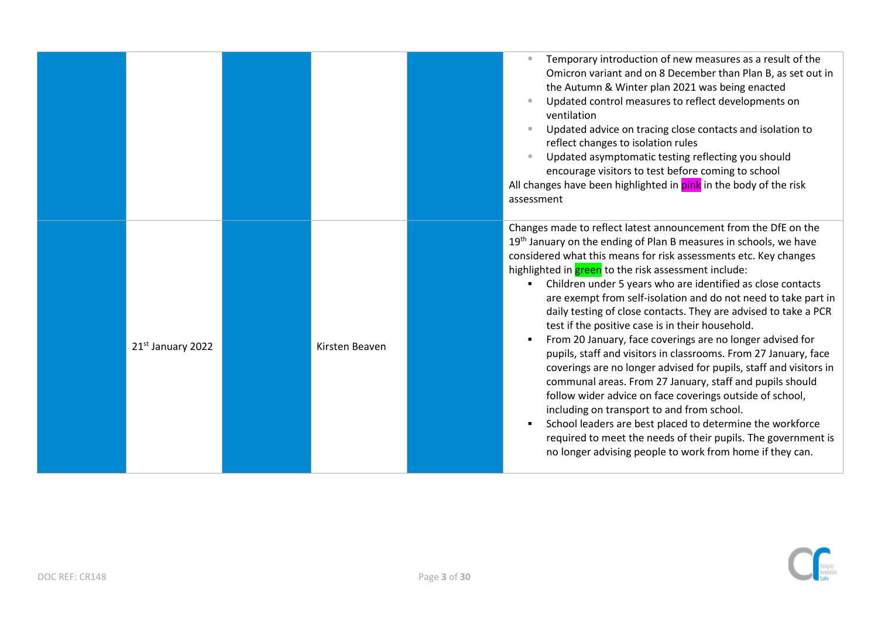| | | | | | |
|---|---|---|---|---|---|
| | | | | | <ul><li>Temporary introduction of new measures as a result of the Omicron variant and on 8 December than Plan B, as set out in the Autumn & Winter plan 2021 was being enacted</li><li>Updated control measures to reflect developments on ventilation</li><li>Updated advice on tracing close contacts and isolation to reflect changes to isolation rules</li><li>Updated asymptomatic testing reflecting you should encourage visitors to test before coming to school</li></ul>All changes have been highlighted in pink in the body of the risk assessment |
| | 21st January 2022 | | Kirsten Beaven | | Changes made to reflect latest announcement from the DfE on the 19th January on the ending of Plan B measures in schools, we have considered what this means for risk assessments etc. Key changes highlighted in green to the risk assessment include:<ul><li>Children under 5 years who are identified as close contacts are exempt from self-isolation and do not need to take part in daily testing of close contacts. They are advised to take a PCR test if the positive case is in their household.</li><li>From 20 January, face coverings are no longer advised for pupils, staff and visitors in classrooms. From 27 January, face coverings are no longer advised for pupils, staff and visitors in communal areas. From 27 January, staff and pupils should follow wider advice on face coverings outside of school, including on transport to and from school.</li><li>School leaders are best placed to determine the workforce required to meet the needs of their pupils. The government is no longer advising people to work from home if they can.</li></ul> |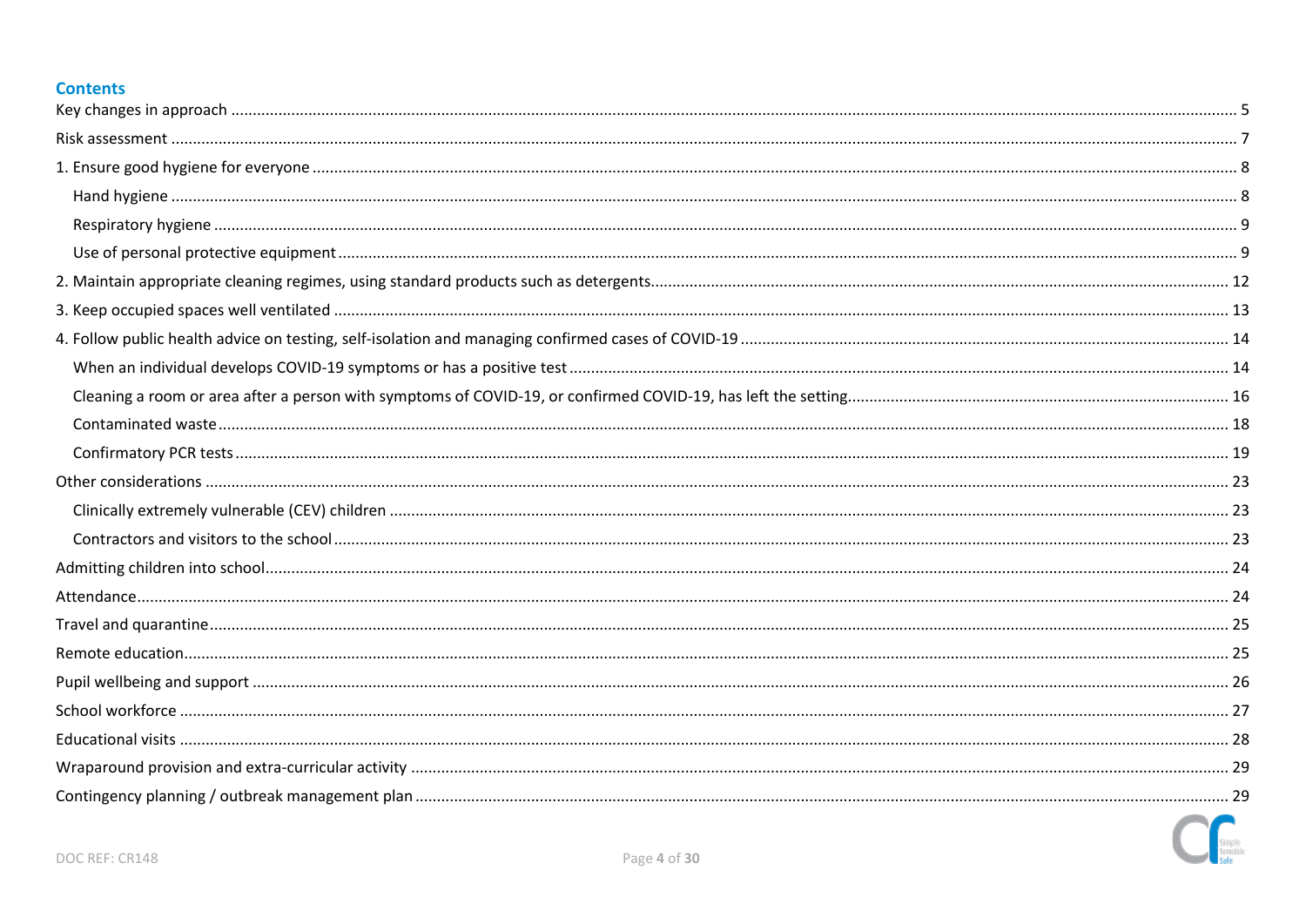## Contents

Key changes in approach ..... 5
Risk assessment ..... 7
1. Ensure good hygiene for everyone ..... 8
 Hand hygiene ..... 8
 Respiratory hygiene ..... 9
 Use of personal protective equipment ..... 9
2. Maintain appropriate cleaning regimes, using standard products such as detergents ..... 12
3. Keep occupied spaces well ventilated ..... 13
4. Follow public health advice on testing, self-isolation and managing confirmed cases of COVID-19 ..... 14
 When an individual develops COVID-19 symptoms or has a positive test ..... 14
 Cleaning a room or area after a person with symptoms of COVID-19, or confirmed COVID-19, has left the setting ..... 16
 Contaminated waste ..... 18
 Confirmatory PCR tests ..... 19
Other considerations ..... 23
 Clinically extremely vulnerable (CEV) children ..... 23
 Contractors and visitors to the school ..... 23
Admitting children into school ..... 24
Attendance ..... 24
Travel and quarantine ..... 25
Remote education ..... 25
Pupil wellbeing and support ..... 26
School workforce ..... 27
Educational visits ..... 28
Wraparound provision and extra-curricular activity ..... 29
Contingency planning / outbreak management plan ..... 29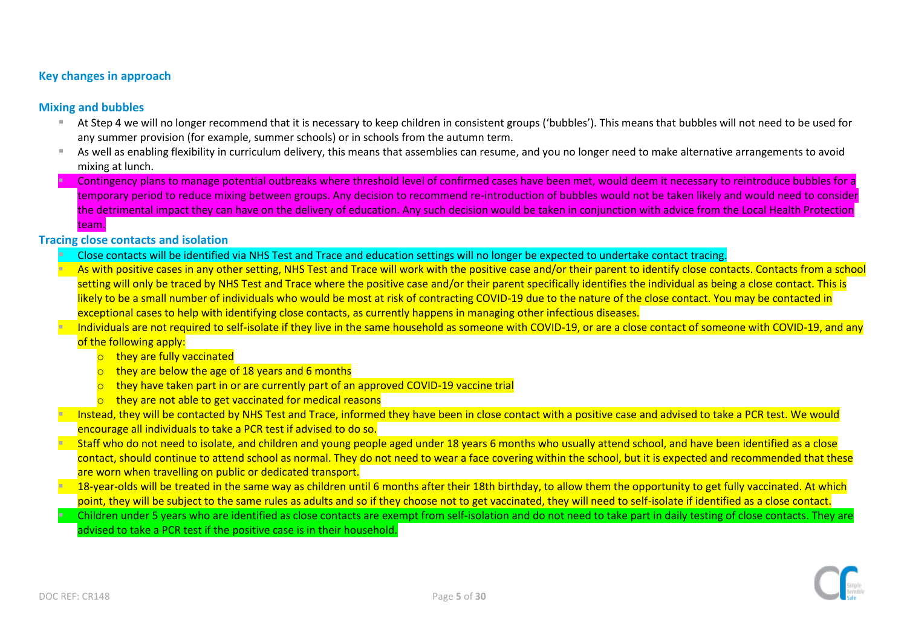## Key changes in approach

### Mixing and bubbles

- At Step 4 we will no longer recommend that it is necessary to keep children in consistent groups ('bubbles'). This means that bubbles will not need to be used for any summer provision (for example, summer schools) or in schools from the autumn term.
- As well as enabling flexibility in curriculum delivery, this means that assemblies can resume, and you no longer need to make alternative arrangements to avoid mixing at lunch.
- Contingency plans to manage potential outbreaks where threshold level of confirmed cases have been met, would deem it necessary to reintroduce bubbles for a temporary period to reduce mixing between groups. Any decision to recommend re-introduction of bubbles would not be taken likely and would need to consider the detrimental impact they can have on the delivery of education. Any such decision would be taken in conjunction with advice from the Local Health Protection team.

### Tracing close contacts and isolation

- Close contacts will be identified via NHS Test and Trace and education settings will no longer be expected to undertake contact tracing.
- As with positive cases in any other setting, NHS Test and Trace will work with the positive case and/or their parent to identify close contacts. Contacts from a school setting will only be traced by NHS Test and Trace where the positive case and/or their parent specifically identifies the individual as being a close contact. This is likely to be a small number of individuals who would be most at risk of contracting COVID-19 due to the nature of the close contact. You may be contacted in exceptional cases to help with identifying close contacts, as currently happens in managing other infectious diseases.
- Individuals are not required to self-isolate if they live in the same household as someone with COVID-19, or are a close contact of someone with COVID-19, and any of the following apply:
  - they are fully vaccinated
  - they are below the age of 18 years and 6 months
  - they have taken part in or are currently part of an approved COVID-19 vaccine trial
  - they are not able to get vaccinated for medical reasons
- Instead, they will be contacted by NHS Test and Trace, informed they have been in close contact with a positive case and advised to take a PCR test. We would encourage all individuals to take a PCR test if advised to do so.
- Staff who do not need to isolate, and children and young people aged under 18 years 6 months who usually attend school, and have been identified as a close contact, should continue to attend school as normal. They do not need to wear a face covering within the school, but it is expected and recommended that these are worn when travelling on public or dedicated transport.
- 18-year-olds will be treated in the same way as children until 6 months after their 18th birthday, to allow them the opportunity to get fully vaccinated. At which point, they will be subject to the same rules as adults and so if they choose not to get vaccinated, they will need to self-isolate if identified as a close contact.
- Children under 5 years who are identified as close contacts are exempt from self-isolation and do not need to take part in daily testing of close contacts. They are advised to take a PCR test if the positive case is in their household.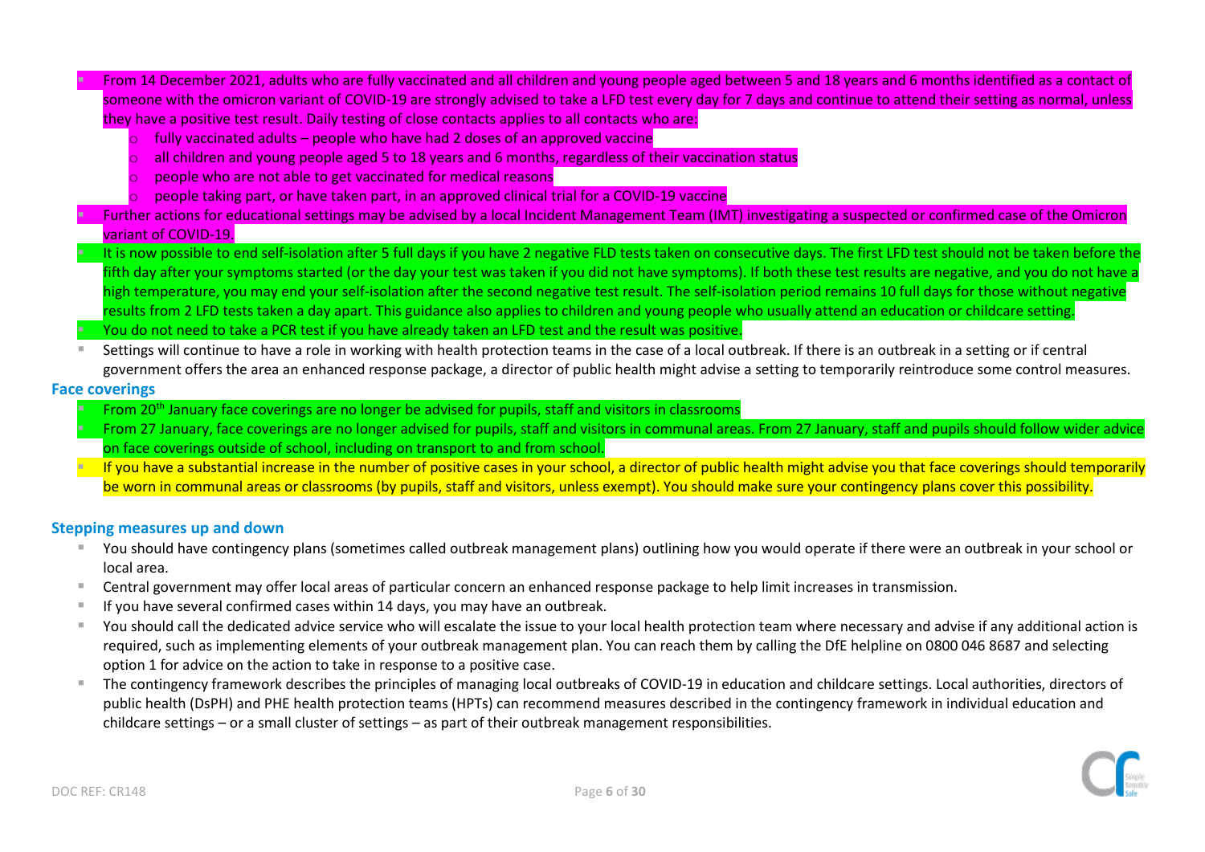- From 14 December 2021, adults who are fully vaccinated and all children and young people aged between 5 and 18 years and 6 months identified as a contact of someone with the omicron variant of COVID-19 are strongly advised to take a LFD test every day for 7 days and continue to attend their setting as normal, unless they have a positive test result. Daily testing of close contacts applies to all contacts who are:
    - fully vaccinated adults – people who have had 2 doses of an approved vaccine
    - all children and young people aged 5 to 18 years and 6 months, regardless of their vaccination status
    - people who are not able to get vaccinated for medical reasons
    - people taking part, or have taken part, in an approved clinical trial for a COVID-19 vaccine
- Further actions for educational settings may be advised by a local Incident Management Team (IMT) investigating a suspected or confirmed case of the Omicron variant of COVID-19.
- It is now possible to end self-isolation after 5 full days if you have 2 negative FLD tests taken on consecutive days. The first LFD test should not be taken before the fifth day after your symptoms started (or the day your test was taken if you did not have symptoms). If both these test results are negative, and you do not have a high temperature, you may end your self-isolation after the second negative test result. The self-isolation period remains 10 full days for those without negative results from 2 LFD tests taken a day apart. This guidance also applies to children and young people who usually attend an education or childcare setting.
- You do not need to take a PCR test if you have already taken an LFD test and the result was positive.
- Settings will continue to have a role in working with health protection teams in the case of a local outbreak. If there is an outbreak in a setting or if central government offers the area an enhanced response package, a director of public health might advise a setting to temporarily reintroduce some control measures.

### Face coverings

- From 20th January face coverings are no longer be advised for pupils, staff and visitors in classrooms
- From 27 January, face coverings are no longer advised for pupils, staff and visitors in communal areas. From 27 January, staff and pupils should follow wider advice on face coverings outside of school, including on transport to and from school.
- If you have a substantial increase in the number of positive cases in your school, a director of public health might advise you that face coverings should temporarily be worn in communal areas or classrooms (by pupils, staff and visitors, unless exempt). You should make sure your contingency plans cover this possibility.

### Stepping measures up and down

- You should have contingency plans (sometimes called outbreak management plans) outlining how you would operate if there were an outbreak in your school or local area.
- Central government may offer local areas of particular concern an enhanced response package to help limit increases in transmission.
- If you have several confirmed cases within 14 days, you may have an outbreak.
- You should call the dedicated advice service who will escalate the issue to your local health protection team where necessary and advise if any additional action is required, such as implementing elements of your outbreak management plan. You can reach them by calling the DfE helpline on 0800 046 8687 and selecting option 1 for advice on the action to take in response to a positive case.
- The contingency framework describes the principles of managing local outbreaks of COVID-19 in education and childcare settings. Local authorities, directors of public health (DsPH) and PHE health protection teams (HPTs) can recommend measures described in the contingency framework in individual education and childcare settings – or a small cluster of settings – as part of their outbreak management responsibilities.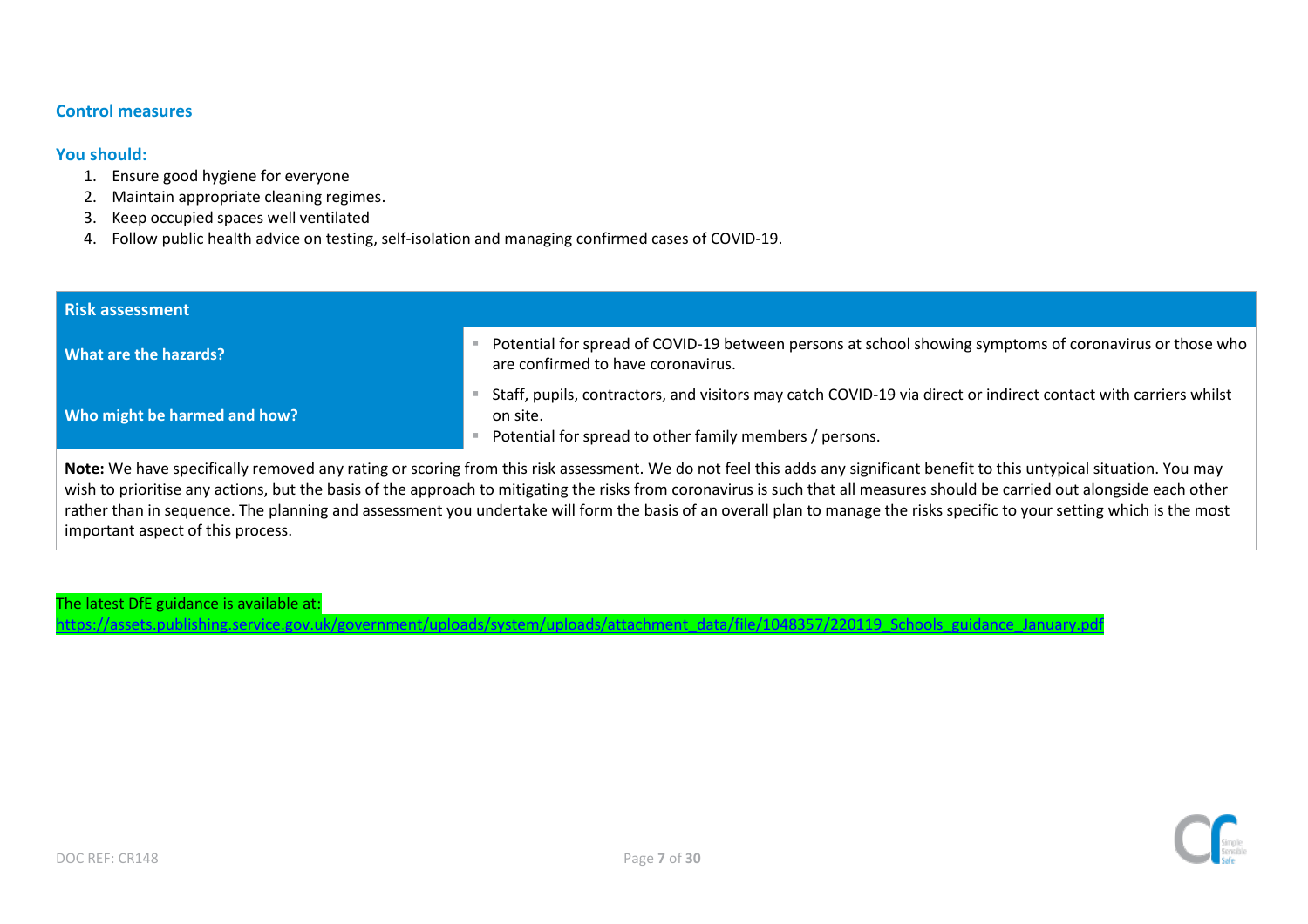## Control measures

### You should:

1. Ensure good hygiene for everyone
2. Maintain appropriate cleaning regimes.
3. Keep occupied spaces well ventilated
4. Follow public health advice on testing, self-isolation and managing confirmed cases of COVID-19.

| Risk assessment | |
|---|---|
| **What are the hazards?** | ▪ Potential for spread of COVID-19 between persons at school showing symptoms of coronavirus or those who are confirmed to have coronavirus. |
| **Who might be harmed and how?** | ▪ Staff, pupils, contractors, and visitors may catch COVID-19 via direct or indirect contact with carriers whilst on site.<br>▪ Potential for spread to other family members / persons. |
| **Note:** We have specifically removed any rating or scoring from this risk assessment. We do not feel this adds any significant benefit to this untypical situation. You may wish to prioritise any actions, but the basis of the approach to mitigating the risks from coronavirus is such that all measures should be carried out alongside each other rather than in sequence. The planning and assessment you undertake will form the basis of an overall plan to manage the risks specific to your setting which is the most important aspect of this process. | |

The latest DfE guidance is available at:
https://assets.publishing.service.gov.uk/government/uploads/system/uploads/attachment_data/file/1048357/220119_Schools_guidance_January.pdf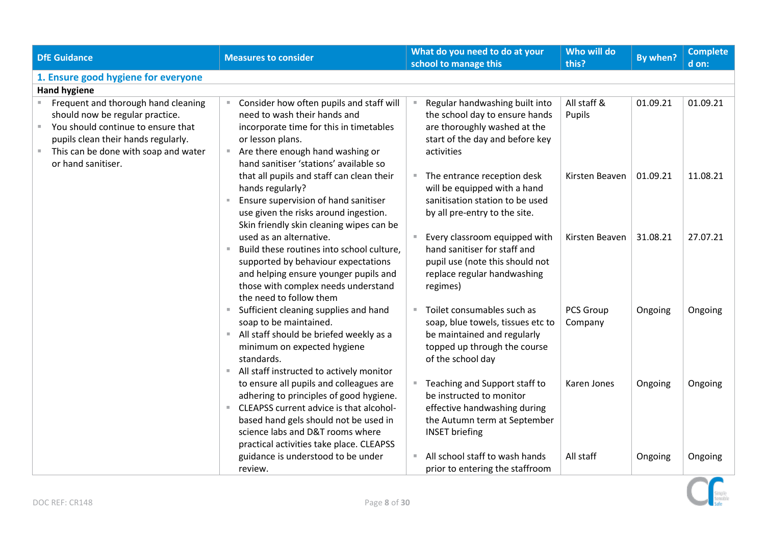| DfE Guidance | Measures to consider | What do you need to do at your school to manage this | Who will do this? | By when? | Completed on: |
|---|---|---|---|---|---|
| **1. Ensure good hygiene for everyone** | | | | | |
| **Hand hygiene** | | | | | |
| ▪ Frequent and thorough hand cleaning should now be regular practice.<br>▪ You should continue to ensure that pupils clean their hands regularly.<br>▪ This can be done with soap and water or hand sanitiser. | ▪ Consider how often pupils and staff will need to wash their hands and incorporate time for this in timetables or lesson plans.<br>▪ Are there enough hand washing or hand sanitiser 'stations' available so that all pupils and staff can clean their hands regularly?<br>▪ Ensure supervision of hand sanitiser use given the risks around ingestion. Skin friendly skin cleaning wipes can be used as an alternative.<br>▪ Build these routines into school culture, supported by behaviour expectations and helping ensure younger pupils and those with complex needs understand the need to follow them<br>▪ Sufficient cleaning supplies and hand soap to be maintained.<br>▪ All staff should be briefed weekly as a minimum on expected hygiene standards.<br>▪ All staff instructed to actively monitor to ensure all pupils and colleagues are adhering to principles of good hygiene.<br>▪ CLEAPSS current advice is that alcohol-based hand gels should not be used in science labs and D&T rooms where practical activities take place. CLEAPSS guidance is understood to be under review. | ▪ Regular handwashing built into the school day to ensure hands are thoroughly washed at the start of the day and before key activities | All staff & Pupils | 01.09.21 | 01.09.21 |
| | | ▪ The entrance reception desk will be equipped with a hand sanitisation station to be used by all pre-entry to the site. | Kirsten Beaven | 01.09.21 | 11.08.21 |
| | | ▪ Every classroom equipped with hand sanitiser for staff and pupil use (note this should not replace regular handwashing regimes) | Kirsten Beaven | 31.08.21 | 27.07.21 |
| | | ▪ Toilet consumables such as soap, blue towels, tissues etc to be maintained and regularly topped up through the course of the school day | PCS Group Company | Ongoing | Ongoing |
| | | ▪ Teaching and Support staff to be instructed to monitor effective handwashing during the Autumn term at September INSET briefing | Karen Jones | Ongoing | Ongoing |
| | | ▪ All school staff to wash hands prior to entering the staffroom | All staff | Ongoing | Ongoing |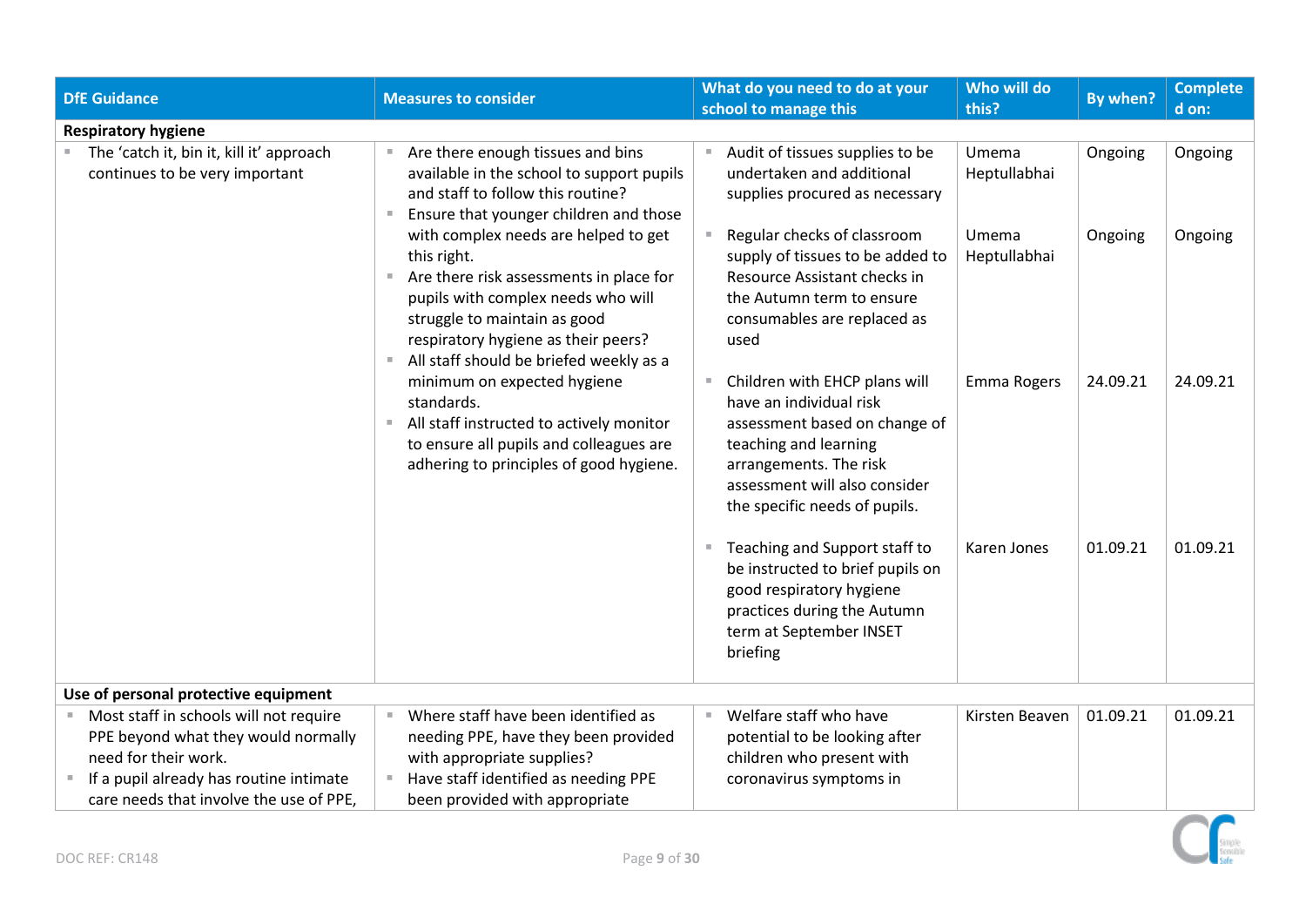| DfE Guidance | Measures to consider | What do you need to do at your school to manage this | Who will do this? | By when? | Completed on: |
|---|---|---|---|---|---|
| **Respiratory hygiene** | | | | | |
| ▪ The 'catch it, bin it, kill it' approach continues to be very important | ▪ Are there enough tissues and bins available in the school to support pupils and staff to follow this routine?<br>▪ Ensure that younger children and those with complex needs are helped to get this right.<br>▪ Are there risk assessments in place for pupils with complex needs who will struggle to maintain as good respiratory hygiene as their peers?<br>▪ All staff should be briefed weekly as a minimum on expected hygiene standards.<br>▪ All staff instructed to actively monitor to ensure all pupils and colleagues are adhering to principles of good hygiene. | ▪ Audit of tissues supplies to be undertaken and additional supplies procured as necessary | Umema Heptullabhai | Ongoing | Ongoing |
| | | ▪ Regular checks of classroom supply of tissues to be added to Resource Assistant checks in the Autumn term to ensure consumables are replaced as used | Umema Heptullabhai | Ongoing | Ongoing |
| | | ▪ Children with EHCP plans will have an individual risk assessment based on change of teaching and learning arrangements. The risk assessment will also consider the specific needs of pupils. | Emma Rogers | 24.09.21 | 24.09.21 |
| | | ▪ Teaching and Support staff to be instructed to brief pupils on good respiratory hygiene practices during the Autumn term at September INSET briefing | Karen Jones | 01.09.21 | 01.09.21 |
| **Use of personal protective equipment** | | | | | |
| ▪ Most staff in schools will not require PPE beyond what they would normally need for their work.<br>▪ If a pupil already has routine intimate care needs that involve the use of PPE, | ▪ Where staff have been identified as needing PPE, have they been provided with appropriate supplies?<br>▪ Have staff identified as needing PPE been provided with appropriate | ▪ Welfare staff who have potential to be looking after children who present with coronavirus symptoms in | Kirsten Beaven | 01.09.21 | 01.09.21 |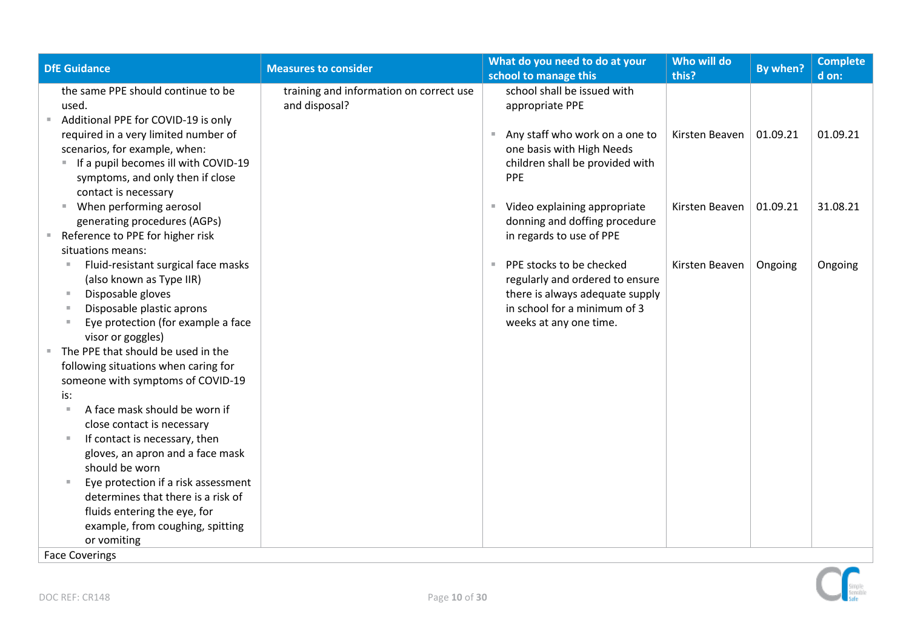| DfE Guidance | Measures to consider | What do you need to do at your school to manage this | Who will do this? | By when? | Completed on: |
|---|---|---|---|---|---|
| the same PPE should continue to be used.<br>▪ Additional PPE for COVID-19 is only required in a very limited number of scenarios, for example, when:<br>▪ If a pupil becomes ill with COVID-19 symptoms, and only then if close contact is necessary<br>▪ When performing aerosol generating procedures (AGPs)<br>▪ Reference to PPE for higher risk situations means:<br>▪ Fluid-resistant surgical face masks (also known as Type IIR)<br>▪ Disposable gloves<br>▪ Disposable plastic aprons<br>▪ Eye protection (for example a face visor or goggles)<br>▪ The PPE that should be used in the following situations when caring for someone with symptoms of COVID-19 is:<br>▪ A face mask should be worn if close contact is necessary<br>▪ If contact is necessary, then gloves, an apron and a face mask should be worn<br>▪ Eye protection if a risk assessment determines that there is a risk of fluids entering the eye, for example, from coughing, spitting or vomiting | training and information on correct use and disposal? | school shall be issued with appropriate PPE | | | |
| | | ▪ Any staff who work on a one to one basis with High Needs children shall be provided with PPE | Kirsten Beaven | 01.09.21 | 01.09.21 |
| | | ▪ Video explaining appropriate donning and doffing procedure in regards to use of PPE | Kirsten Beaven | 01.09.21 | 31.08.21 |
| | | ▪ PPE stocks to be checked regularly and ordered to ensure there is always adequate supply in school for a minimum of 3 weeks at any one time. | Kirsten Beaven | Ongoing | Ongoing |
| Face Coverings | | | | | |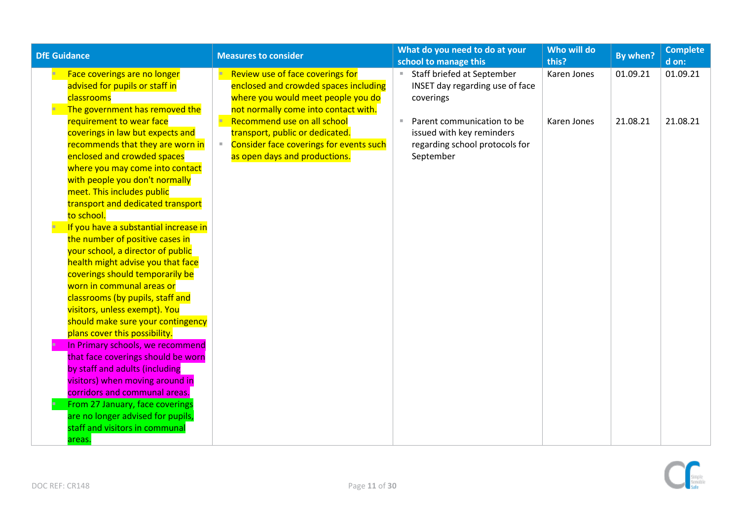| DfE Guidance | Measures to consider | What do you need to do at your school to manage this | Who will do this? | By when? | Completed on: |
|---|---|---|---|---|---|
| <ul><li>Face coverings are no longer advised for pupils or staff in classrooms</li><li>The government has removed the requirement to wear face coverings in law but expects and recommends that they are worn in enclosed and crowded spaces where you may come into contact with people you don't normally meet. This includes public transport and dedicated transport to school.</li><li>If you have a substantial increase in the number of positive cases in your school, a director of public health might advise you that face coverings should temporarily be worn in communal areas or classrooms (by pupils, staff and visitors, unless exempt). You should make sure your contingency plans cover this possibility.</li><li>In Primary schools, we recommend that face coverings should be worn by staff and adults (including visitors) when moving around in corridors and communal areas.</li><li>From 27 January, face coverings are no longer advised for pupils, staff and visitors in communal areas.</li></ul> | <ul><li>Review use of face coverings for enclosed and crowded spaces including where you would meet people you do not normally come into contact with.</li><li>Recommend use on all school transport, public or dedicated.</li><li>Consider face coverings for events such as open days and productions.</li></ul> | <ul><li>Staff briefed at September INSET day regarding use of face coverings</li></ul> | Karen Jones | 01.09.21 | 01.09.21 |
| | | <ul><li>Parent communication to be issued with key reminders regarding school protocols for September</li></ul> | Karen Jones | 21.08.21 | 21.08.21 |

DOC REF: CR148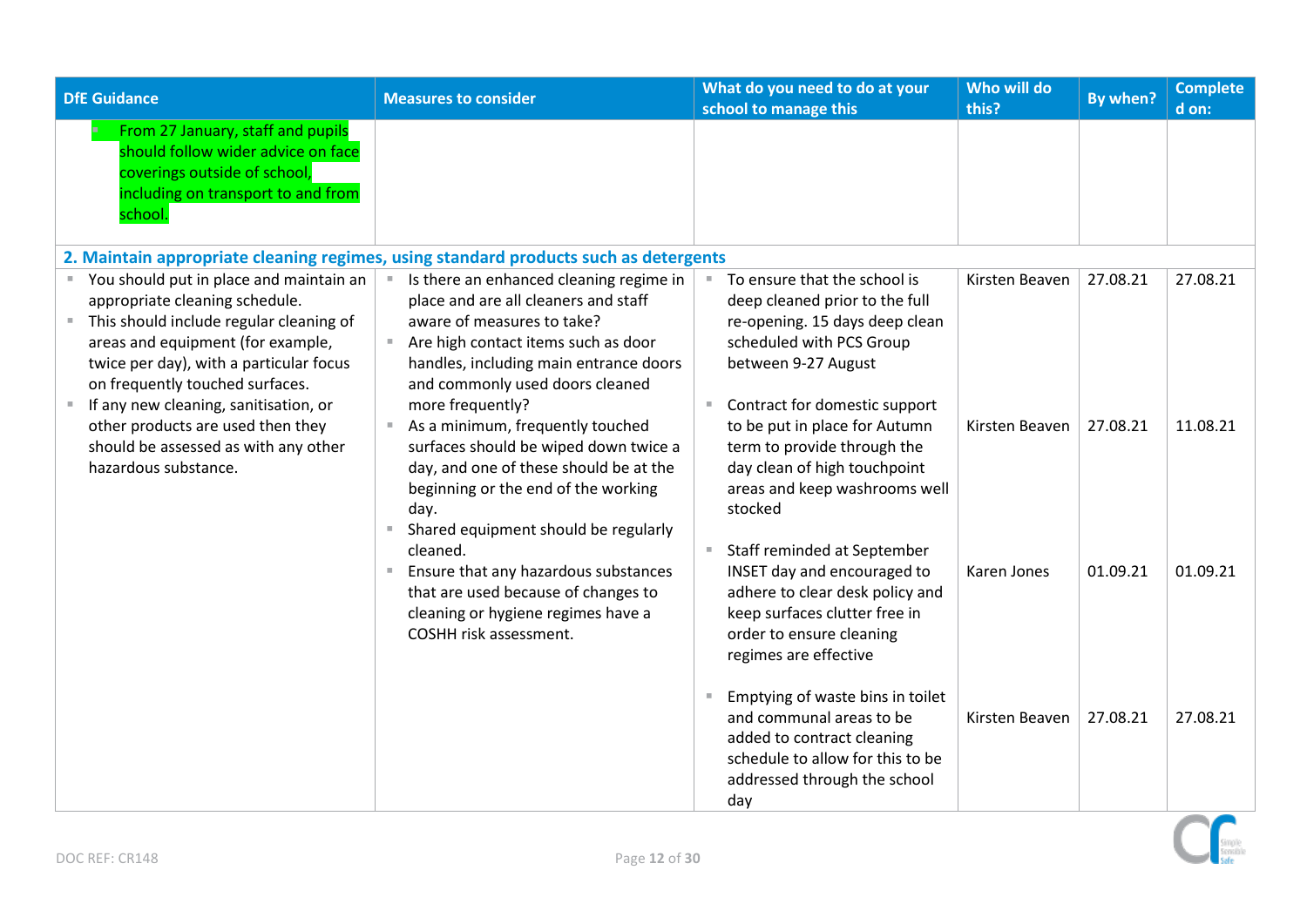| DfE Guidance | Measures to consider | What do you need to do at your school to manage this | Who will do this? | By when? | Completed on: |
|---|---|---|---|---|---|
| ▪ From 27 January, staff and pupils should follow wider advice on face coverings outside of school, including on transport to and from school. | | | | | |
| **2. Maintain appropriate cleaning regimes, using standard products such as detergents** | | | | | |
| ▪ You should put in place and maintain an appropriate cleaning schedule.<br>▪ This should include regular cleaning of areas and equipment (for example, twice per day), with a particular focus on frequently touched surfaces.<br>▪ If any new cleaning, sanitisation, or other products are used then they should be assessed as with any other hazardous substance. | ▪ Is there an enhanced cleaning regime in place and are all cleaners and staff aware of measures to take?<br>▪ Are high contact items such as door handles, including main entrance doors and commonly used doors cleaned more frequently?<br>▪ As a minimum, frequently touched surfaces should be wiped down twice a day, and one of these should be at the beginning or the end of the working day.<br>▪ Shared equipment should be regularly cleaned.<br>▪ Ensure that any hazardous substances that are used because of changes to cleaning or hygiene regimes have a COSHH risk assessment. | ▪ To ensure that the school is deep cleaned prior to the full re-opening. 15 days deep clean scheduled with PCS Group between 9-27 August | Kirsten Beaven | 27.08.21 | 27.08.21 |
| | | ▪ Contract for domestic support to be put in place for Autumn term to provide through the day clean of high touchpoint areas and keep washrooms well stocked | Kirsten Beaven | 27.08.21 | 11.08.21 |
| | | ▪ Staff reminded at September INSET day and encouraged to adhere to clear desk policy and keep surfaces clutter free in order to ensure cleaning regimes are effective | Karen Jones | 01.09.21 | 01.09.21 |
| | | ▪ Emptying of waste bins in toilet and communal areas to be added to contract cleaning schedule to allow for this to be addressed through the school day | Kirsten Beaven | 27.08.21 | 27.08.21 |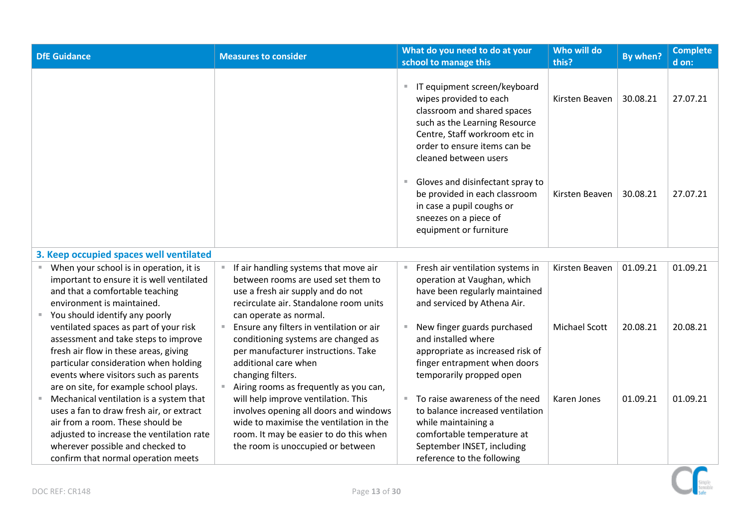| DfE Guidance | Measures to consider | What do you need to do at your school to manage this | Who will do this? | By when? | Completed on: |
| --- | --- | --- | --- | --- | --- |
| | | ▪ IT equipment screen/keyboard wipes provided to each classroom and shared spaces such as the Learning Resource Centre, Staff workroom etc in order to ensure items can be cleaned between users | Kirsten Beaven | 30.08.21 | 27.07.21 |
| | | ▪ Gloves and disinfectant spray to be provided in each classroom in case a pupil coughs or sneezes on a piece of equipment or furniture | Kirsten Beaven | 30.08.21 | 27.07.21 |
| **3. Keep occupied spaces well ventilated** | | | | | |
| ▪ When your school is in operation, it is important to ensure it is well ventilated and that a comfortable teaching environment is maintained.<br>▪ You should identify any poorly ventilated spaces as part of your risk assessment and take steps to improve fresh air flow in these areas, giving particular consideration when holding events where visitors such as parents are on site, for example school plays.<br>▪ Mechanical ventilation is a system that uses a fan to draw fresh air, or extract air from a room. These should be adjusted to increase the ventilation rate wherever possible and checked to confirm that normal operation meets | ▪ If air handling systems that move air between rooms are used set them to use a fresh air supply and do not recirculate air. Standalone room units can operate as normal.<br>▪ Ensure any filters in ventilation or air conditioning systems are changed as per manufacturer instructions. Take additional care when changing filters.<br>▪ Airing rooms as frequently as you can, will help improve ventilation. This involves opening all doors and windows wide to maximise the ventilation in the room. It may be easier to do this when the room is unoccupied or between | ▪ Fresh air ventilation systems in operation at Vaughan, which have been regularly maintained and serviced by Athena Air. | Kirsten Beaven | 01.09.21 | 01.09.21 |
| | | ▪ New finger guards purchased and installed where appropriate as increased risk of finger entrapment when doors temporarily propped open | Michael Scott | 20.08.21 | 20.08.21 |
| | | ▪ To raise awareness of the need to balance increased ventilation while maintaining a comfortable temperature at September INSET, including reference to the following | Karen Jones | 01.09.21 | 01.09.21 |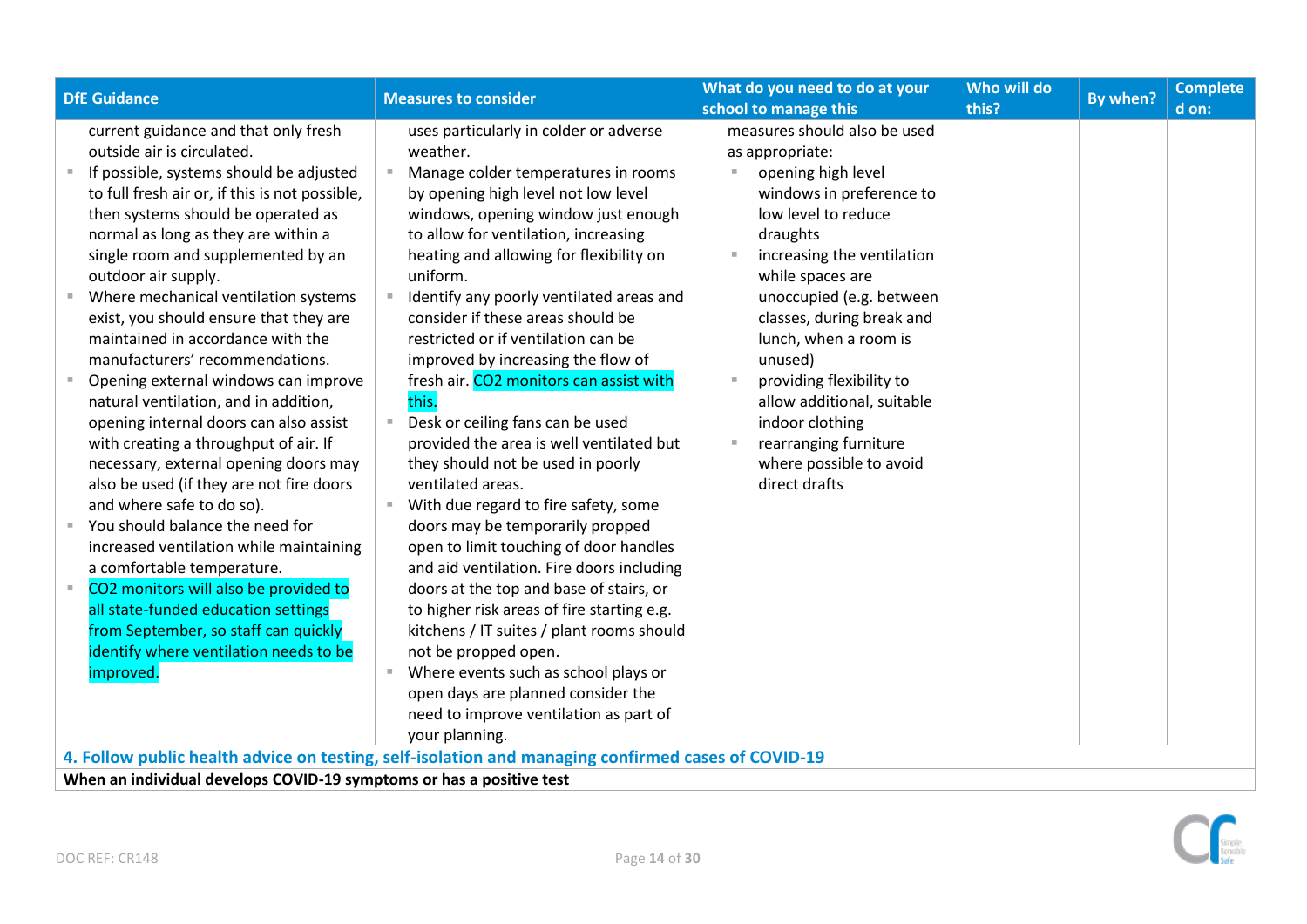| DfE Guidance | Measures to consider | What do you need to do at your school to manage this | Who will do this? | By when? | Completed on: |
|---|---|---|---|---|---|
| current guidance and that only fresh outside air is circulated.<br>▪ If possible, systems should be adjusted to full fresh air or, if this is not possible, then systems should be operated as normal as long as they are within a single room and supplemented by an outdoor air supply.<br>▪ Where mechanical ventilation systems exist, you should ensure that they are maintained in accordance with the manufacturers' recommendations.<br>▪ Opening external windows can improve natural ventilation, and in addition, opening internal doors can also assist with creating a throughput of air. If necessary, external opening doors may also be used (if they are not fire doors and where safe to do so).<br>▪ You should balance the need for increased ventilation while maintaining a comfortable temperature.<br>▪ $CO_2$ monitors will also be provided to all state-funded education settings from September, so staff can quickly identify where ventilation needs to be improved. | uses particularly in colder or adverse weather.<br>▪ Manage colder temperatures in rooms by opening high level not low level windows, opening window just enough to allow for ventilation, increasing heating and allowing for flexibility on uniform.<br>▪ Identify any poorly ventilated areas and consider if these areas should be restricted or if ventilation can be improved by increasing the flow of fresh air. $CO_2$ monitors can assist with this.<br>▪ Desk or ceiling fans can be used provided the area is well ventilated but they should not be used in poorly ventilated areas.<br>▪ With due regard to fire safety, some doors may be temporarily propped open to limit touching of door handles and aid ventilation. Fire doors including doors at the top and base of stairs, or to higher risk areas of fire starting e.g. kitchens / IT suites / plant rooms should not be propped open.<br>▪ Where events such as school plays or open days are planned consider the need to improve ventilation as part of your planning. | measures should also be used as appropriate:<br>▪ opening high level windows in preference to low level to reduce draughts<br>▪ increasing the ventilation while spaces are unoccupied (e.g. between classes, during break and lunch, when a room is unused)<br>▪ providing flexibility to allow additional, suitable indoor clothing<br>▪ rearranging furniture where possible to avoid direct drafts | | | |
| **4. Follow public health advice on testing, self-isolation and managing confirmed cases of COVID-19** | | | | | |
| **When an individual develops COVID-19 symptoms or has a positive test** | | | | | |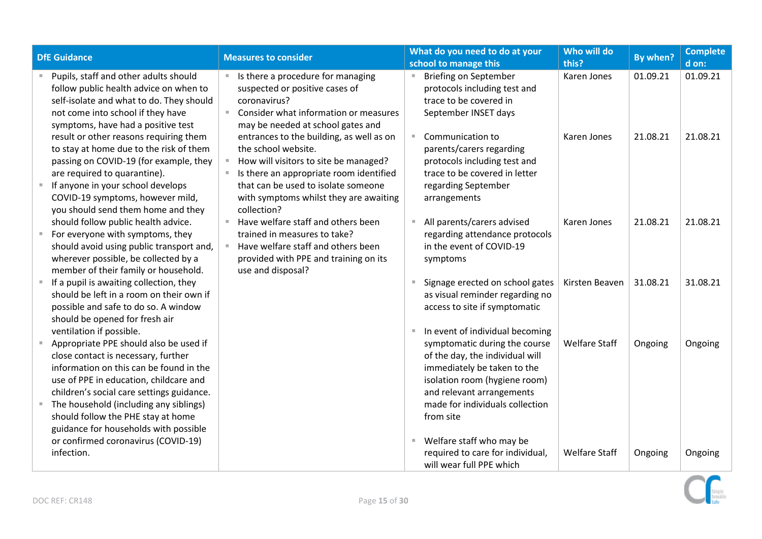| DfE Guidance | Measures to consider | What do you need to do at your school to manage this | Who will do this? | By when? | Completed on: |
|---|---|---|---|---|---|
| ▪ Pupils, staff and other adults should follow public health advice on when to self-isolate and what to do. They should not come into school if they have symptoms, have had a positive test result or other reasons requiring them to stay at home due to the risk of them passing on COVID-19 (for example, they are required to quarantine).<br>▪ If anyone in your school develops COVID-19 symptoms, however mild, you should send them home and they should follow public health advice.<br>▪ For everyone with symptoms, they should avoid using public transport and, wherever possible, be collected by a member of their family or household.<br>▪ If a pupil is awaiting collection, they should be left in a room on their own if possible and safe to do so. A window should be opened for fresh air ventilation if possible.<br>▪ Appropriate PPE should also be used if close contact is necessary, further information on this can be found in the use of PPE in education, childcare and children's social care settings guidance.<br>▪ The household (including any siblings) should follow the PHE stay at home guidance for households with possible or confirmed coronavirus (COVID-19) infection. | ▪ Is there a procedure for managing suspected or positive cases of coronavirus?<br>▪ Consider what information or measures may be needed at school gates and entrances to the building, as well as on the school website.<br>▪ How will visitors to site be managed?<br>▪ Is there an appropriate room identified that can be used to isolate someone with symptoms whilst they are awaiting collection?<br>▪ Have welfare staff and others been trained in measures to take?<br>▪ Have welfare staff and others been provided with PPE and training on its use and disposal? | ▪ Briefing on September protocols including test and trace to be covered in September INSET days | Karen Jones | 01.09.21 | 01.09.21 |
| | | ▪ Communication to parents/carers regarding protocols including test and trace to be covered in letter regarding September arrangements | Karen Jones | 21.08.21 | 21.08.21 |
| | | ▪ All parents/carers advised regarding attendance protocols in the event of COVID-19 symptoms | Karen Jones | 21.08.21 | 21.08.21 |
| | | ▪ Signage erected on school gates as visual reminder regarding no access to site if symptomatic | Kirsten Beaven | 31.08.21 | 31.08.21 |
| | | ▪ In event of individual becoming symptomatic during the course of the day, the individual will immediately be taken to the isolation room (hygiene room) and relevant arrangements made for individuals collection from site | Welfare Staff | Ongoing | Ongoing |
| | | ▪ Welfare staff who may be required to care for individual, will wear full PPE which | Welfare Staff | Ongoing | Ongoing |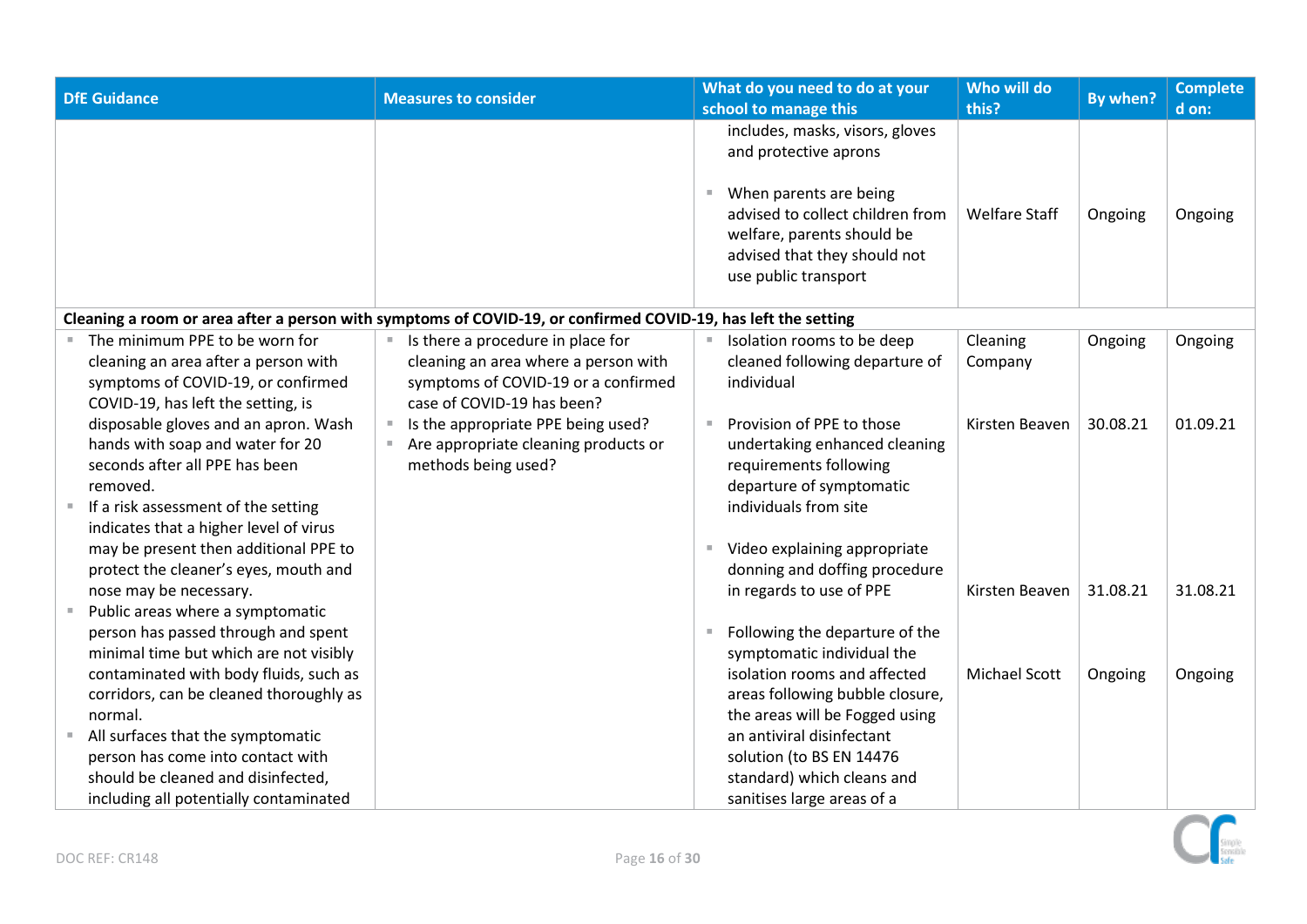| DfE Guidance | Measures to consider | What do you need to do at your school to manage this | Who will do this? | By when? | Completed on: |
|---|---|---|---|---|---|
| | | includes, masks, visors, gloves and protective aprons | | | |
| | | ▪ When parents are being advised to collect children from welfare, parents should be advised that they should not use public transport | Welfare Staff | Ongoing | Ongoing |
| **Cleaning a room or area after a person with symptoms of COVID-19, or confirmed COVID-19, has left the setting** | | | | | |
| ▪ The minimum PPE to be worn for cleaning an area after a person with symptoms of COVID-19, or confirmed COVID-19, has left the setting, is disposable gloves and an apron. Wash hands with soap and water for 20 seconds after all PPE has been removed.<br>▪ If a risk assessment of the setting indicates that a higher level of virus may be present then additional PPE to protect the cleaner's eyes, mouth and nose may be necessary.<br>▪ Public areas where a symptomatic person has passed through and spent minimal time but which are not visibly contaminated with body fluids, such as corridors, can be cleaned thoroughly as normal.<br>▪ All surfaces that the symptomatic person has come into contact with should be cleaned and disinfected, including all potentially contaminated | ▪ Is there a procedure in place for cleaning an area where a person with symptoms of COVID-19 or a confirmed case of COVID-19 has been?<br>▪ Is the appropriate PPE being used?<br>▪ Are appropriate cleaning products or methods being used? | ▪ Isolation rooms to be deep cleaned following departure of individual | Cleaning Company | Ongoing | Ongoing |
| | | ▪ Provision of PPE to those undertaking enhanced cleaning requirements following departure of symptomatic individuals from site | Kirsten Beaven | 30.08.21 | 01.09.21 |
| | | ▪ Video explaining appropriate donning and doffing procedure in regards to use of PPE | Kirsten Beaven | 31.08.21 | 31.08.21 |
| | | ▪ Following the departure of the symptomatic individual the isolation rooms and affected areas following bubble closure, the areas will be Fogged using an antiviral disinfectant solution (to BS EN 14476 standard) which cleans and sanitises large areas of a | Michael Scott | Ongoing | Ongoing |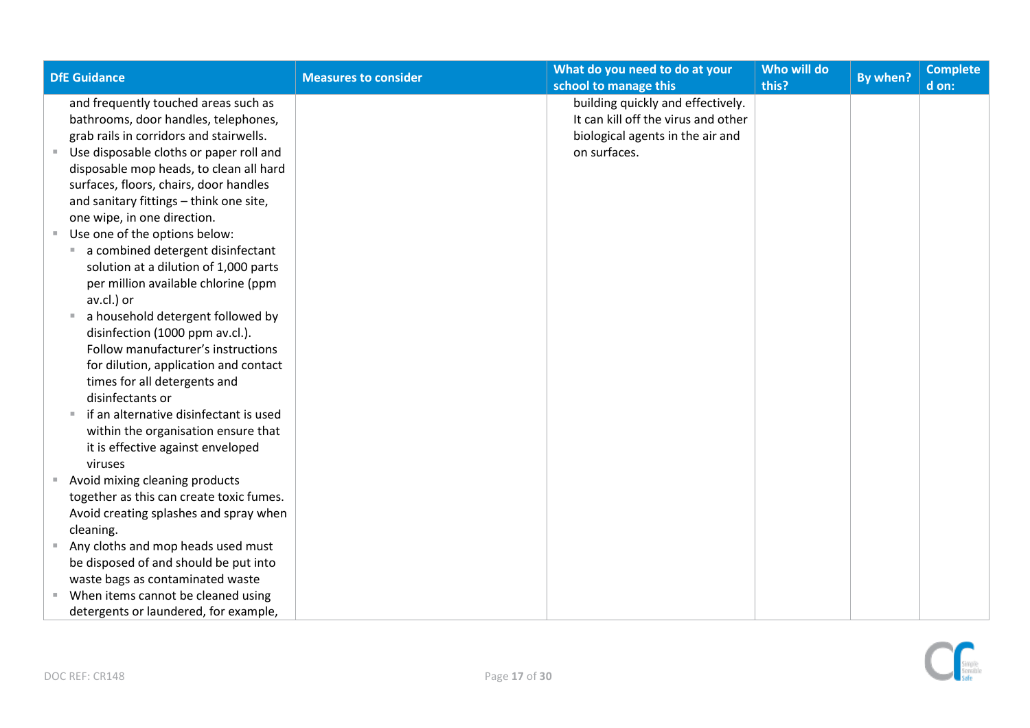| DfE Guidance | Measures to consider | What do you need to do at your school to manage this | Who will do this? | By when? | Completed on: |
|---|---|---|---|---|---|
| and frequently touched areas such as bathrooms, door handles, telephones, grab rails in corridors and stairwells.<br>- Use disposable cloths or paper roll and disposable mop heads, to clean all hard surfaces, floors, chairs, door handles and sanitary fittings – think one site, one wipe, in one direction.<br>- Use one of the options below:<br>  - a combined detergent disinfectant solution at a dilution of 1,000 parts per million available chlorine (ppm av.cl.) or<br>  - a household detergent followed by disinfection (1000 ppm av.cl.). Follow manufacturer's instructions for dilution, application and contact times for all detergents and disinfectants or<br>  - if an alternative disinfectant is used within the organisation ensure that it is effective against enveloped viruses<br>- Avoid mixing cleaning products together as this can create toxic fumes. Avoid creating splashes and spray when cleaning.<br>- Any cloths and mop heads used must be disposed of and should be put into waste bags as contaminated waste<br>- When items cannot be cleaned using detergents or laundered, for example, | | building quickly and effectively. It can kill off the virus and other biological agents in the air and on surfaces. | | | |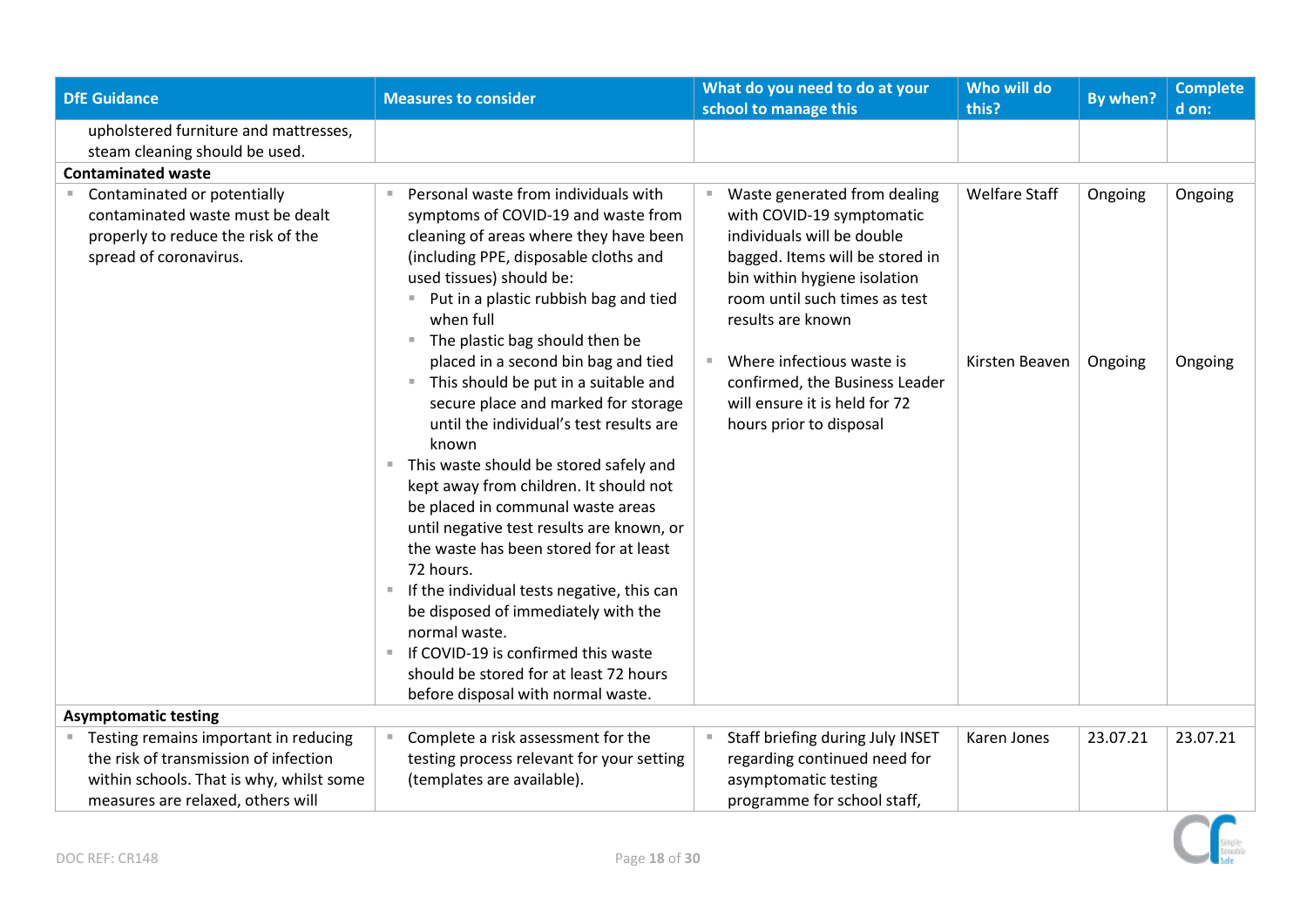| DfE Guidance | Measures to consider | What do you need to do at your school to manage this | Who will do this? | By when? | Completed on: |
|---|---|---|---|---|---|
| upholstered furniture and mattresses, steam cleaning should be used. | | | | | |
| **Contaminated waste** | | | | | |
| ▪ Contaminated or potentially contaminated waste must be dealt properly to reduce the risk of the spread of coronavirus. | ▪ Personal waste from individuals with symptoms of COVID-19 and waste from cleaning of areas where they have been (including PPE, disposable cloths and used tissues) should be:<br>▪ Put in a plastic rubbish bag and tied when full<br>▪ The plastic bag should then be placed in a second bin bag and tied<br>▪ This should be put in a suitable and secure place and marked for storage until the individual's test results are known<br>▪ This waste should be stored safely and kept away from children. It should not be placed in communal waste areas until negative test results are known, or the waste has been stored for at least 72 hours.<br>▪ If the individual tests negative, this can be disposed of immediately with the normal waste.<br>▪ If COVID-19 is confirmed this waste should be stored for at least 72 hours before disposal with normal waste. | ▪ Waste generated from dealing with COVID-19 symptomatic individuals will be double bagged. Items will be stored in bin within hygiene isolation room until such times as test results are known<br><br>▪ Where infectious waste is confirmed, the Business Leader will ensure it is held for 72 hours prior to disposal | Welfare Staff<br><br>Kirsten Beaven | Ongoing<br><br>Ongoing | Ongoing<br><br>Ongoing |
| **Asymptomatic testing** | | | | | |
| ▪ Testing remains important in reducing the risk of transmission of infection within schools. That is why, whilst some measures are relaxed, others will | ▪ Complete a risk assessment for the testing process relevant for your setting (templates are available). | ▪ Staff briefing during July INSET regarding continued need for asymptomatic testing programme for school staff, | Karen Jones | 23.07.21 | 23.07.21 |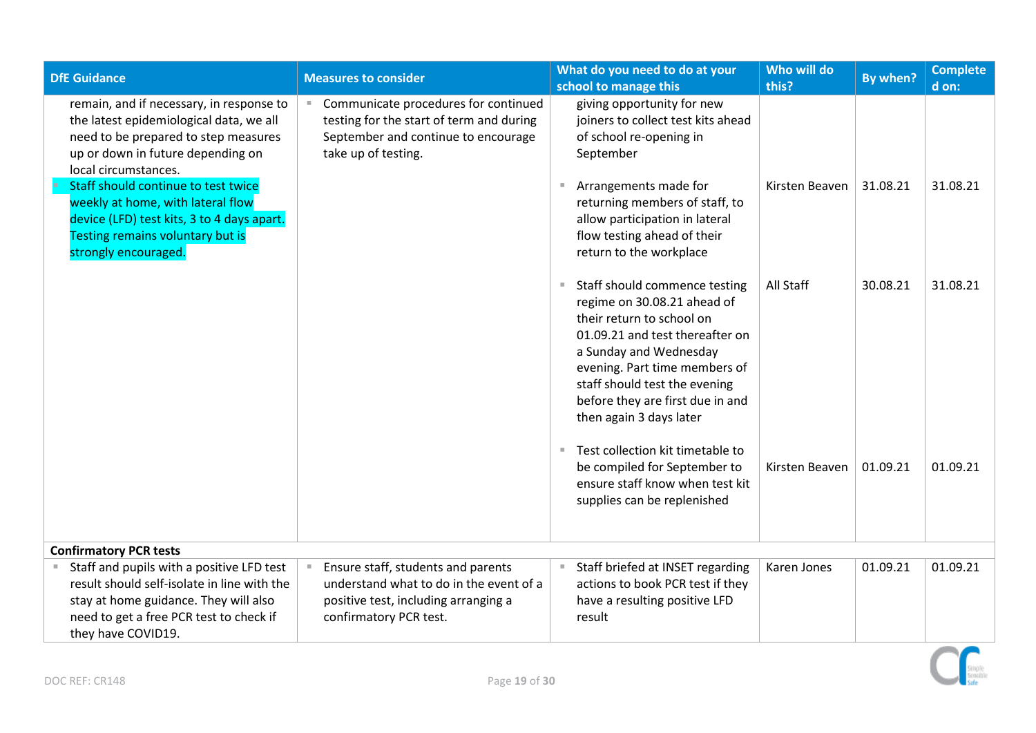| DfE Guidance | Measures to consider | What do you need to do at your school to manage this | Who will do this? | By when? | Completed on: |
|---|---|---|---|---|---|
| remain, and if necessary, in response to the latest epidemiological data, we all need to be prepared to step measures up or down in future depending on local circumstances. | - Communicate procedures for continued testing for the start of term and during September and continue to encourage take up of testing. | giving opportunity for new joiners to collect test kits ahead of school re-opening in September | | | |
| - Staff should continue to test twice weekly at home, with lateral flow device (LFD) test kits, 3 to 4 days apart. Testing remains voluntary but is strongly encouraged. | | - Arrangements made for returning members of staff, to allow participation in lateral flow testing ahead of their return to the workplace | Kirsten Beaven | 31.08.21 | 31.08.21 |
| | | - Staff should commence testing regime on 30.08.21 ahead of their return to school on 01.09.21 and test thereafter on a Sunday and Wednesday evening. Part time members of staff should test the evening before they are first due in and then again 3 days later | All Staff | 30.08.21 | 31.08.21 |
| | | - Test collection kit timetable to be compiled for September to ensure staff know when test kit supplies can be replenished | Kirsten Beaven | 01.09.21 | 01.09.21 |
| **Confirmatory PCR tests** | | | | | |
| - Staff and pupils with a positive LFD test result should self-isolate in line with the stay at home guidance. They will also need to get a free PCR test to check if they have COVID19. | - Ensure staff, students and parents understand what to do in the event of a positive test, including arranging a confirmatory PCR test. | - Staff briefed at INSET regarding actions to book PCR test if they have a resulting positive LFD result | Karen Jones | 01.09.21 | 01.09.21 |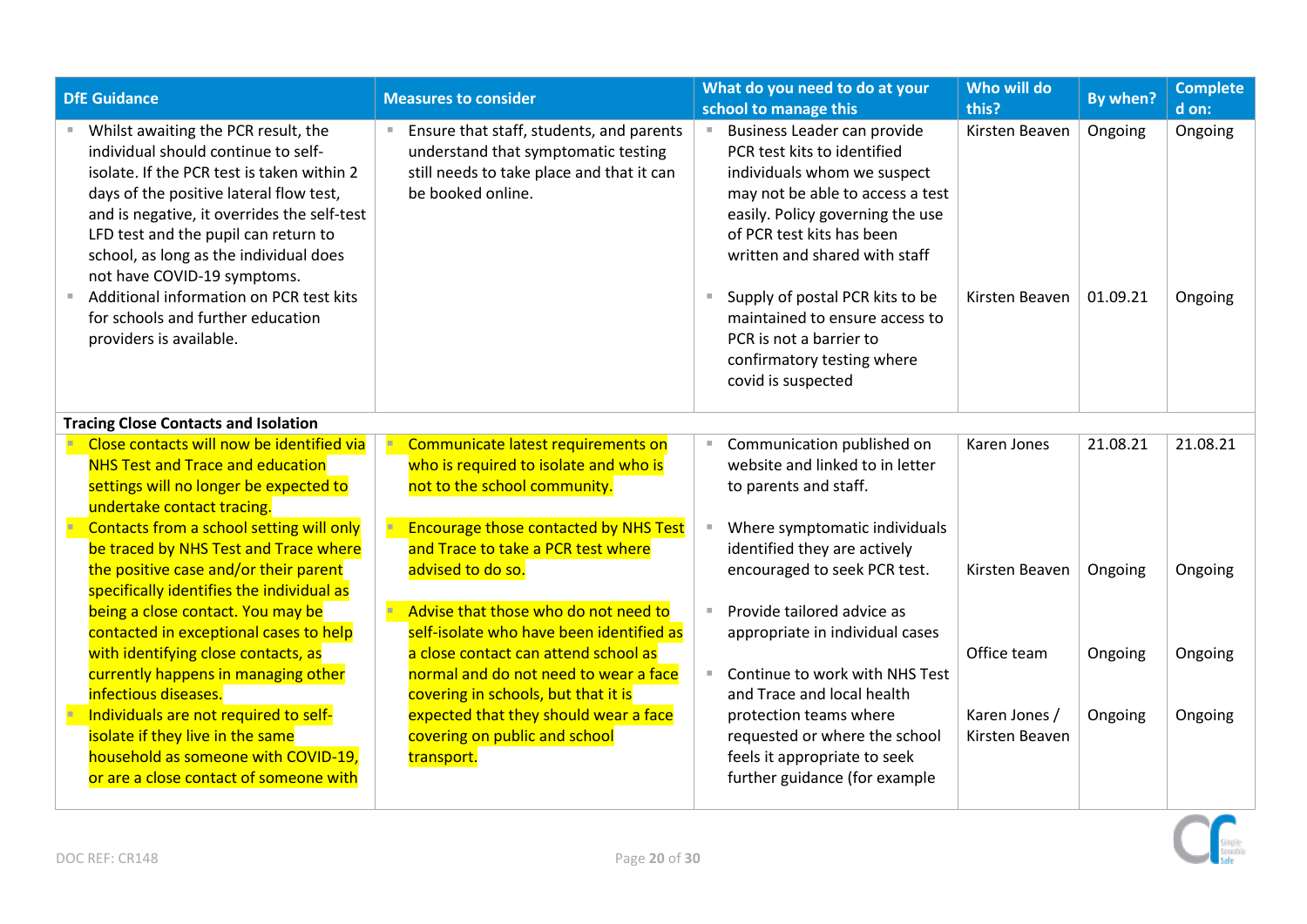| DfE Guidance | Measures to consider | What do you need to do at your school to manage this | Who will do this? | By when? | Completed on: |
|---|---|---|---|---|---|
| ▪ Whilst awaiting the PCR result, the individual should continue to self-isolate. If the PCR test is taken within 2 days of the positive lateral flow test, and is negative, it overrides the self-test LFD test and the pupil can return to school, as long as the individual does not have COVID-19 symptoms.<br>▪ Additional information on PCR test kits for schools and further education providers is available. | ▪ Ensure that staff, students, and parents understand that symptomatic testing still needs to take place and that it can be booked online. | ▪ Business Leader can provide PCR test kits to identified individuals whom we suspect may not be able to access a test easily. Policy governing the use of PCR test kits has been written and shared with staff | Kirsten Beaven | Ongoing | Ongoing |
| | | ▪ Supply of postal PCR kits to be maintained to ensure access to PCR is not a barrier to confirmatory testing where covid is suspected | Kirsten Beaven | 01.09.21 | Ongoing |
| **Tracing Close Contacts and Isolation** | | | | | |
| ▪ Close contacts will now be identified via NHS Test and Trace and education settings will no longer be expected to undertake contact tracing.<br>▪ Contacts from a school setting will only be traced by NHS Test and Trace where the positive case and/or their parent specifically identifies the individual as being a close contact. You may be contacted in exceptional cases to help with identifying close contacts, as currently happens in managing other infectious diseases.<br>▪ Individuals are not required to self-isolate if they live in the same household as someone with COVID-19, or are a close contact of someone with | ▪ Communicate latest requirements on who is required to isolate and who is not to the school community.<br>▪ Encourage those contacted by NHS Test and Trace to take a PCR test where advised to do so.<br>▪ Advise that those who do not need to self-isolate who have been identified as a close contact can attend school as normal and do not need to wear a face covering in schools, but that it is expected that they should wear a face covering on public and school transport. | ▪ Communication published on website and linked to in letter to parents and staff. | Karen Jones | 21.08.21 | 21.08.21 |
| | | ▪ Where symptomatic individuals identified they are actively encouraged to seek PCR test. | Kirsten Beaven | Ongoing | Ongoing |
| | | ▪ Provide tailored advice as appropriate in individual cases | Office team | Ongoing | Ongoing |
| | | ▪ Continue to work with NHS Test and Trace and local health protection teams where requested or where the school feels it appropriate to seek further guidance (for example | Karen Jones / Kirsten Beaven | Ongoing | Ongoing |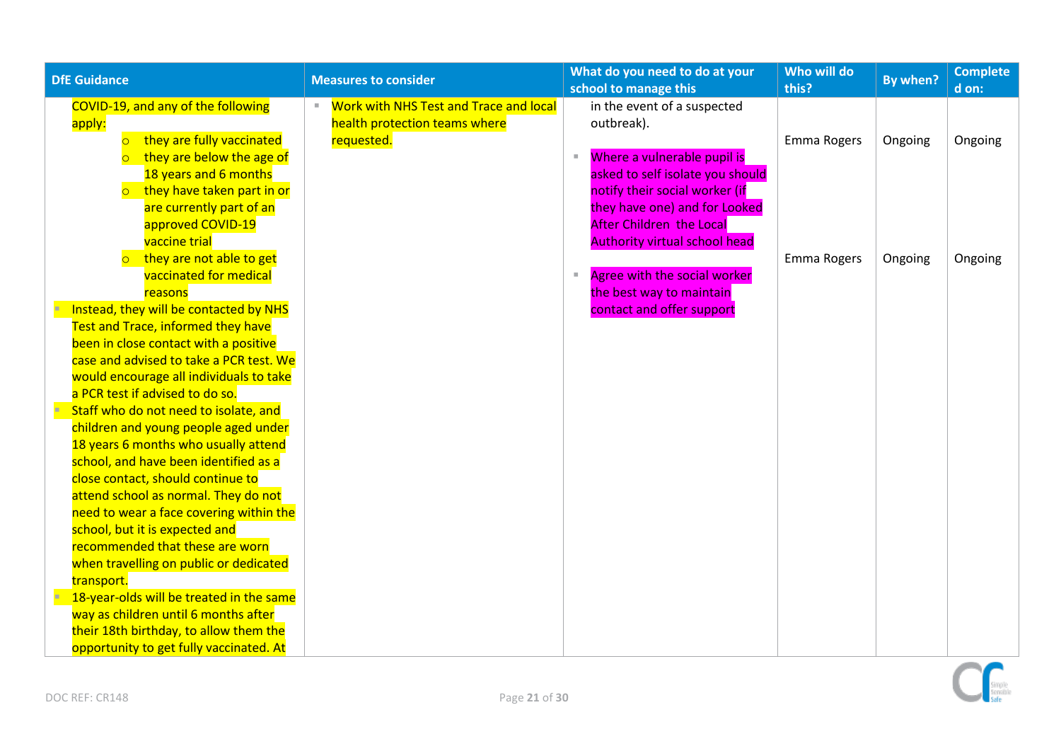| DfE Guidance | Measures to consider | What do you need to do at your school to manage this | Who will do this? | By when? | Completed on: |
|---|---|---|---|---|---|
| COVID-19, and any of the following apply:<br>○ they are fully vaccinated<br>○ they are below the age of 18 years and 6 months<br>○ they have taken part in or are currently part of an approved COVID-19 vaccine trial<br>○ they are not able to get vaccinated for medical reasons<br>▪ Instead, they will be contacted by NHS Test and Trace, informed they have been in close contact with a positive case and advised to take a PCR test. We would encourage all individuals to take a PCR test if advised to do so.<br>▪ Staff who do not need to isolate, and children and young people aged under 18 years 6 months who usually attend school, and have been identified as a close contact, should continue to attend school as normal. They do not need to wear a face covering within the school, but it is expected and recommended that these are worn when travelling on public or dedicated transport.<br>▪ 18-year-olds will be treated in the same way as children until 6 months after their 18th birthday, to allow them the opportunity to get fully vaccinated. At | ▪ Work with NHS Test and Trace and local health protection teams where requested. | in the event of a suspected outbreak).<br><br>▪ Where a vulnerable pupil is asked to self isolate you should notify their social worker (if they have one) and for Looked After Children the Local Authority virtual school head<br><br>▪ Agree with the social worker the best way to maintain contact and offer support | Emma Rogers<br><br>Emma Rogers | Ongoing<br><br>Ongoing | Ongoing<br><br>Ongoing |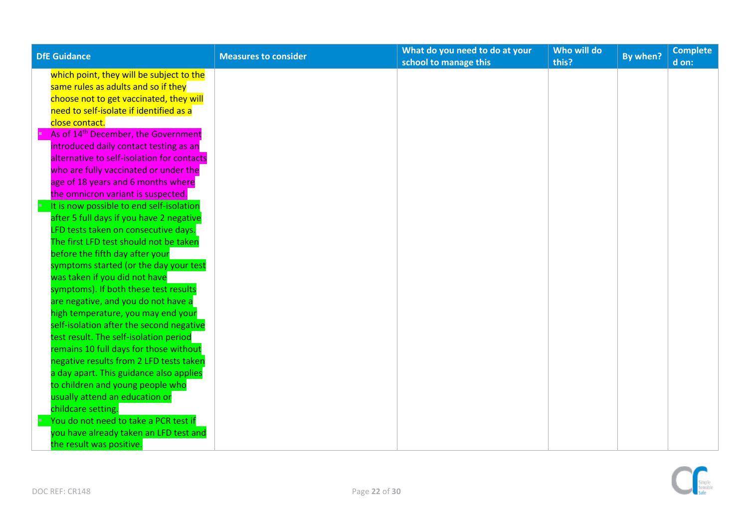| DfE Guidance | Measures to consider | What do you need to do at your school to manage this | Who will do this? | By when? | Completed on: |
|---|---|---|---|---|---|
| which point, they will be subject to the same rules as adults and so if they choose not to get vaccinated, they will need to self-isolate if identified as a close contact.<br>- As of 14th December, the Government introduced daily contact testing as an alternative to self-isolation for contacts who are fully vaccinated or under the age of 18 years and 6 months where the omnicron variant is suspected.<br>- It is now possible to end self-isolation after 5 full days if you have 2 negative LFD tests taken on consecutive days. The first LFD test should not be taken before the fifth day after your symptoms started (or the day your test was taken if you did not have symptoms). If both these test results are negative, and you do not have a high temperature, you may end your self-isolation after the second negative test result. The self-isolation period remains 10 full days for those without negative results from 2 LFD tests taken a day apart. This guidance also applies to children and young people who usually attend an education or childcare setting.<br>- You do not need to take a PCR test if you have already taken an LFD test and the result was positive. | | | | | |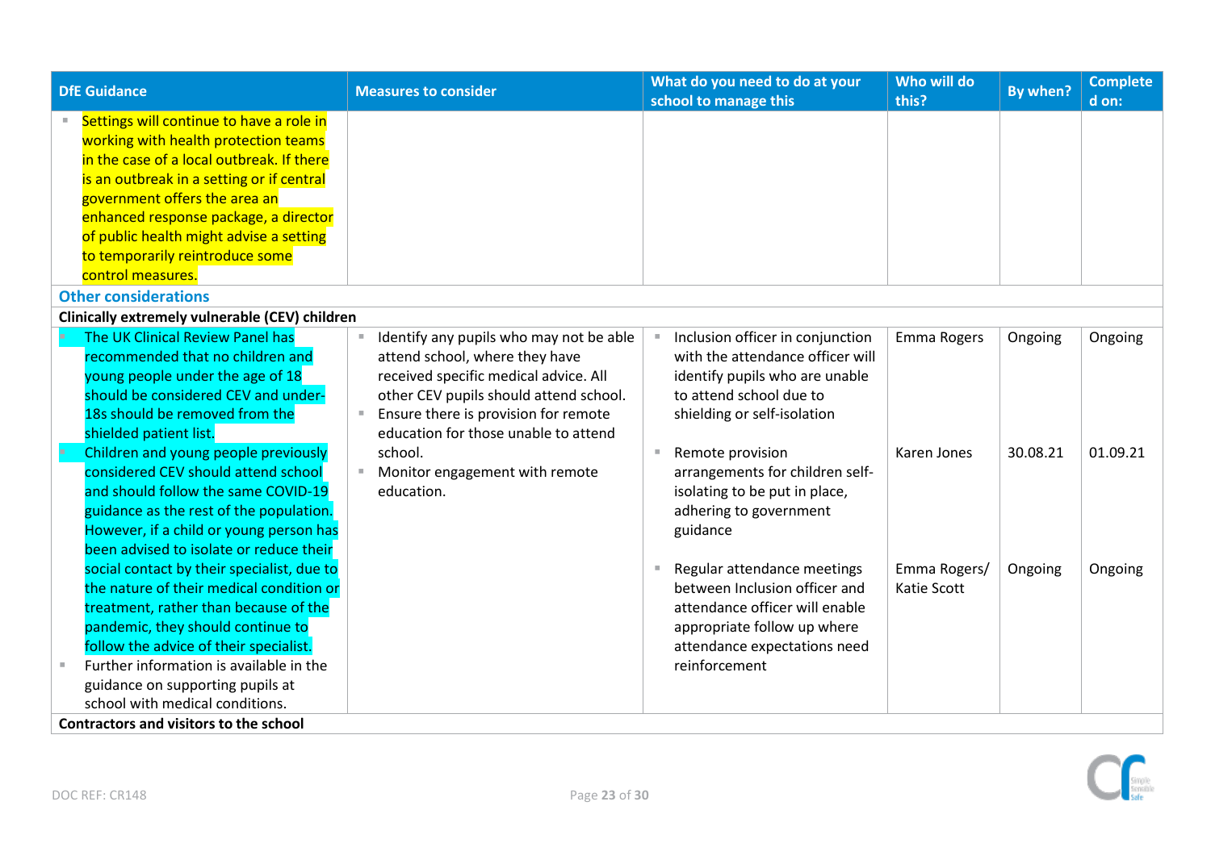| DfE Guidance | Measures to consider | What do you need to do at your school to manage this | Who will do this? | By when? | Completed on: |
|---|---|---|---|---|---|
| Settings will continue to have a role in working with health protection teams in the case of a local outbreak. If there is an outbreak in a setting or if central government offers the area an enhanced response package, a director of public health might advise a setting to temporarily reintroduce some control measures. | | | | | |
| **Other considerations** | | | | | |
| **Clinically extremely vulnerable (CEV) children** | | | | | |
| The UK Clinical Review Panel has recommended that no children and young people under the age of 18 should be considered CEV and under-18s should be removed from the shielded patient list.<br>Children and young people previously considered CEV should attend school and should follow the same COVID-19 guidance as the rest of the population. However, if a child or young person has been advised to isolate or reduce their social contact by their specialist, due to the nature of their medical condition or treatment, rather than because of the pandemic, they should continue to follow the advice of their specialist.<br>Further information is available in the guidance on supporting pupils at school with medical conditions. | Identify any pupils who may not be able attend school, where they have received specific medical advice. All other CEV pupils should attend school.<br>Ensure there is provision for remote education for those unable to attend school.<br>Monitor engagement with remote education. | Inclusion officer in conjunction with the attendance officer will identify pupils who are unable to attend school due to shielding or self-isolation | Emma Rogers | Ongoing | Ongoing |
| | | Remote provision arrangements for children self-isolating to be put in place, adhering to government guidance | Karen Jones | 30.08.21 | 01.09.21 |
| | | Regular attendance meetings between Inclusion officer and attendance officer will enable appropriate follow up where attendance expectations need reinforcement | Emma Rogers/ Katie Scott | Ongoing | Ongoing |
| **Contractors and visitors to the school** | | | | | |

DOC REF: CR148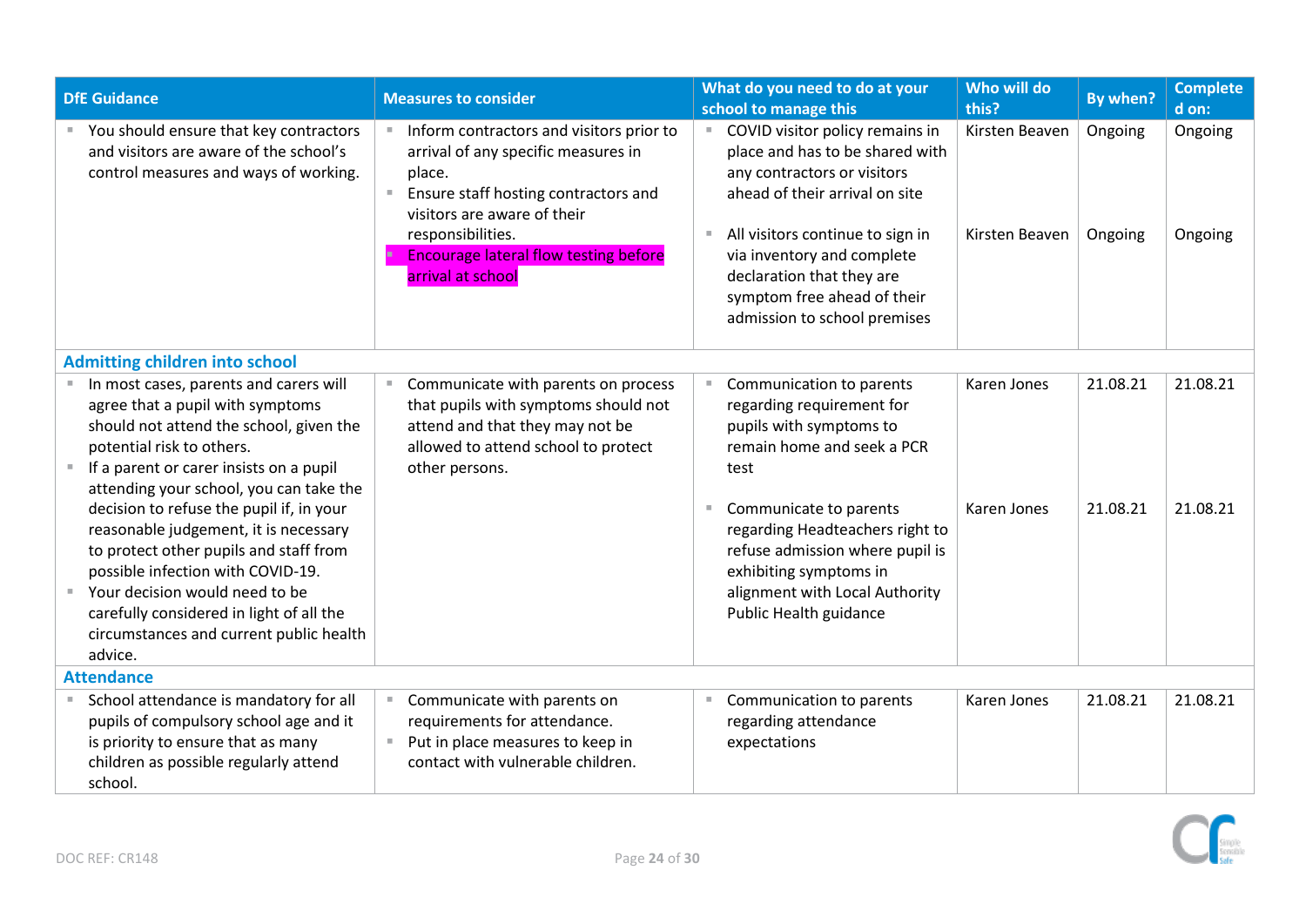| DfE Guidance | Measures to consider | What do you need to do at your school to manage this | Who will do this? | By when? | Completed on: |
|---|---|---|---|---|---|
| ▪ You should ensure that key contractors and visitors are aware of the school's control measures and ways of working. | ▪ Inform contractors and visitors prior to arrival of any specific measures in place.<br>▪ Ensure staff hosting contractors and visitors are aware of their responsibilities.<br>▪ Encourage lateral flow testing before arrival at school | ▪ COVID visitor policy remains in place and has to be shared with any contractors or visitors ahead of their arrival on site | Kirsten Beaven | Ongoing | Ongoing |
| | | ▪ All visitors continue to sign in via inventory and complete declaration that they are symptom free ahead of their admission to school premises | Kirsten Beaven | Ongoing | Ongoing |
| **Admitting children into school** | | | | | |
| ▪ In most cases, parents and carers will agree that a pupil with symptoms should not attend the school, given the potential risk to others.<br>▪ If a parent or carer insists on a pupil attending your school, you can take the decision to refuse the pupil if, in your reasonable judgement, it is necessary to protect other pupils and staff from possible infection with COVID-19.<br>▪ Your decision would need to be carefully considered in light of all the circumstances and current public health advice. | ▪ Communicate with parents on process that pupils with symptoms should not attend and that they may not be allowed to attend school to protect other persons. | ▪ Communication to parents regarding requirement for pupils with symptoms to remain home and seek a PCR test | Karen Jones | 21.08.21 | 21.08.21 |
| | | ▪ Communicate to parents regarding Headteachers right to refuse admission where pupil is exhibiting symptoms in alignment with Local Authority Public Health guidance | Karen Jones | 21.08.21 | 21.08.21 |
| **Attendance** | | | | | |
| ▪ School attendance is mandatory for all pupils of compulsory school age and it is priority to ensure that as many children as possible regularly attend school. | ▪ Communicate with parents on requirements for attendance.<br>▪ Put in place measures to keep in contact with vulnerable children. | ▪ Communication to parents regarding attendance expectations | Karen Jones | 21.08.21 | 21.08.21 |

DOC REF: CR148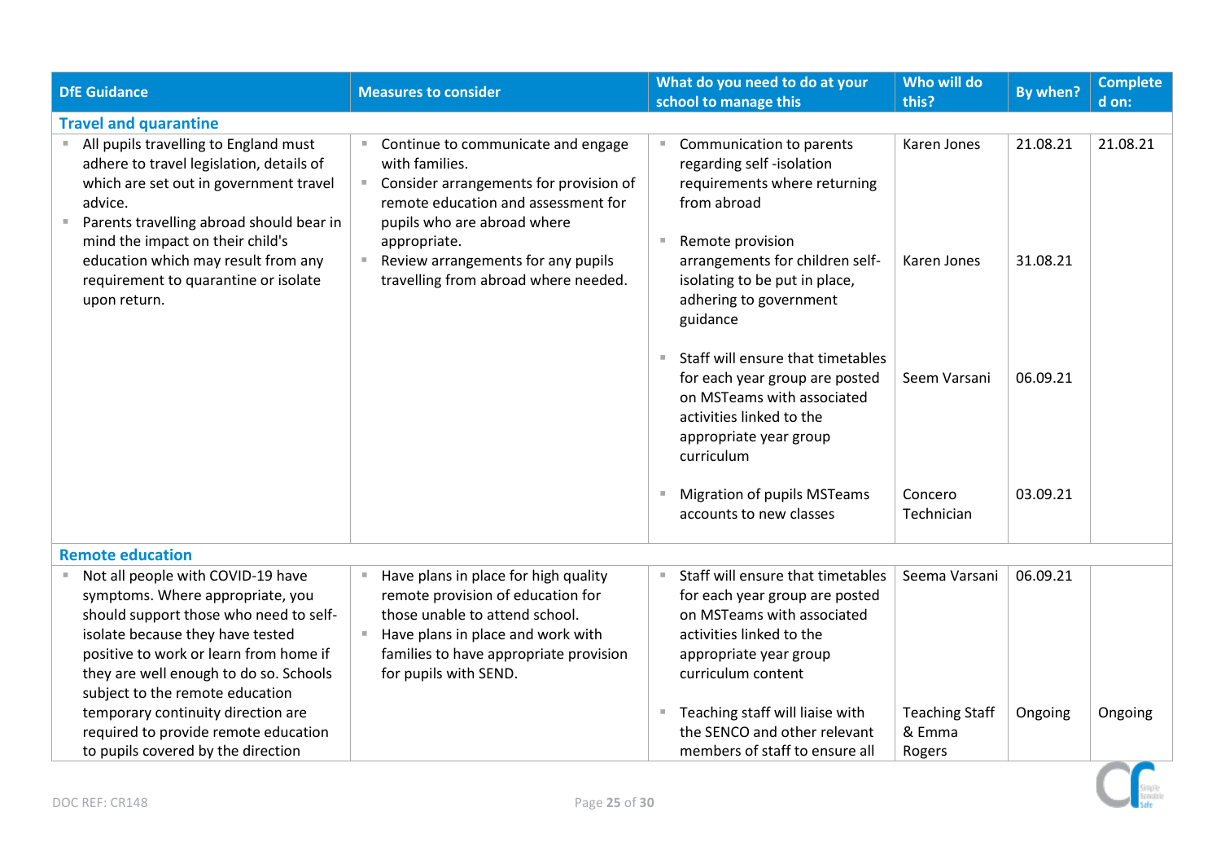| DfE Guidance | Measures to consider | What do you need to do at your school to manage this | Who will do this? | By when? | Completed on: |
|---|---|---|---|---|---|
| **Travel and quarantine** | | | | | |
| ▪ All pupils travelling to England must adhere to travel legislation, details of which are set out in government travel advice.<br>▪ Parents travelling abroad should bear in mind the impact on their child's education which may result from any requirement to quarantine or isolate upon return. | ▪ Continue to communicate and engage with families.<br>▪ Consider arrangements for provision of remote education and assessment for pupils who are abroad where appropriate.<br>▪ Review arrangements for any pupils travelling from abroad where needed. | ▪ Communication to parents regarding self -isolation requirements where returning from abroad | Karen Jones | 21.08.21 | 21.08.21 |
| | | ▪ Remote provision arrangements for children self-isolating to be put in place, adhering to government guidance | Karen Jones | 31.08.21 | |
| | | ▪ Staff will ensure that timetables for each year group are posted on MSTeams with associated activities linked to the appropriate year group curriculum | Seem Varsani | 06.09.21 | |
| | | ▪ Migration of pupils MSTeams accounts to new classes | Concero Technician | 03.09.21 | |
| **Remote education** | | | | | |
| ▪ Not all people with COVID-19 have symptoms. Where appropriate, you should support those who need to self-isolate because they have tested positive to work or learn from home if they are well enough to do so. Schools subject to the remote education temporary continuity direction are required to provide remote education to pupils covered by the direction | ▪ Have plans in place for high quality remote provision of education for those unable to attend school.<br>▪ Have plans in place and work with families to have appropriate provision for pupils with SEND. | ▪ Staff will ensure that timetables for each year group are posted on MSTeams with associated activities linked to the appropriate year group curriculum content | Seema Varsani | 06.09.21 | |
| | | ▪ Teaching staff will liaise with the SENCO and other relevant members of staff to ensure all | Teaching Staff & Emma Rogers | Ongoing | Ongoing |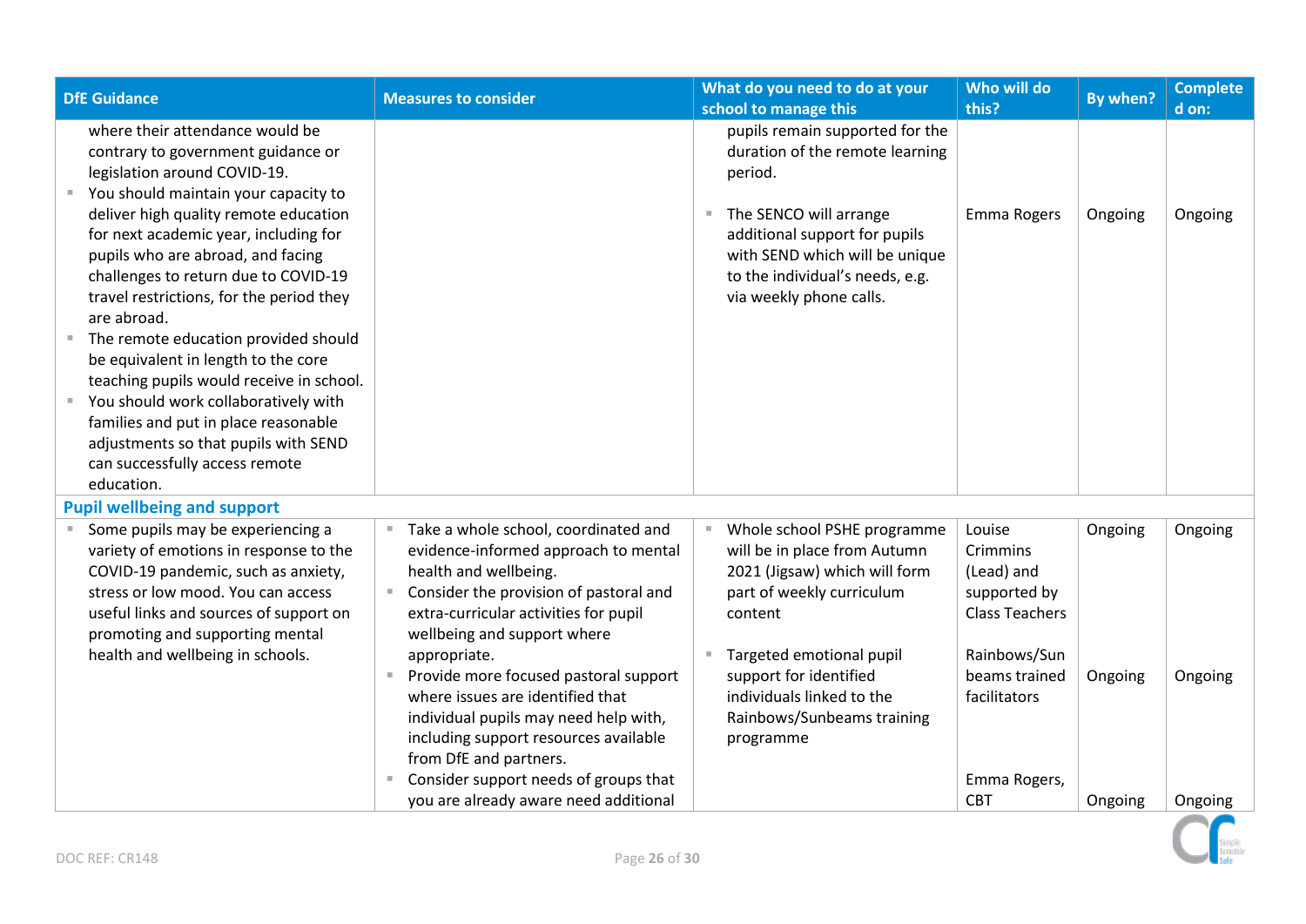| DfE Guidance | Measures to consider | What do you need to do at your school to manage this | Who will do this? | By when? | Completed on: |
|---|---|---|---|---|---|
| where their attendance would be contrary to government guidance or legislation around COVID-19.<br>- You should maintain your capacity to deliver high quality remote education for next academic year, including for pupils who are abroad, and facing challenges to return due to COVID-19 travel restrictions, for the period they are abroad.<br>- The remote education provided should be equivalent in length to the core teaching pupils would receive in school.<br>- You should work collaboratively with families and put in place reasonable adjustments so that pupils with SEND can successfully access remote education. | | pupils remain supported for the duration of the remote learning period.<br><br>- The SENCO will arrange additional support for pupils with SEND which will be unique to the individual's needs, e.g. via weekly phone calls. | <br><br><br>Emma Rogers | <br><br><br>Ongoing | <br><br><br>Ongoing |
| **Pupil wellbeing and support** | | | | | |
| - Some pupils may be experiencing a variety of emotions in response to the COVID-19 pandemic, such as anxiety, stress or low mood. You can access useful links and sources of support on promoting and supporting mental health and wellbeing in schools. | - Take a whole school, coordinated and evidence-informed approach to mental health and wellbeing.<br>- Consider the provision of pastoral and extra-curricular activities for pupil wellbeing and support where appropriate.<br>- Provide more focused pastoral support where issues are identified that individual pupils may need help with, including support resources available from DfE and partners.<br>- Consider support needs of groups that you are already aware need additional | - Whole school PSHE programme will be in place from Autumn 2021 (Jigsaw) which will form part of weekly curriculum content<br><br>- Targeted emotional pupil support for identified individuals linked to the Rainbows/Sunbeams training programme | Louise Crimmins (Lead) and supported by Class Teachers<br><br>Rainbows/Sunbeams trained facilitators<br><br>Emma Rogers, CBT | Ongoing<br><br>Ongoing<br><br>Ongoing | Ongoing<br><br>Ongoing<br><br>Ongoing |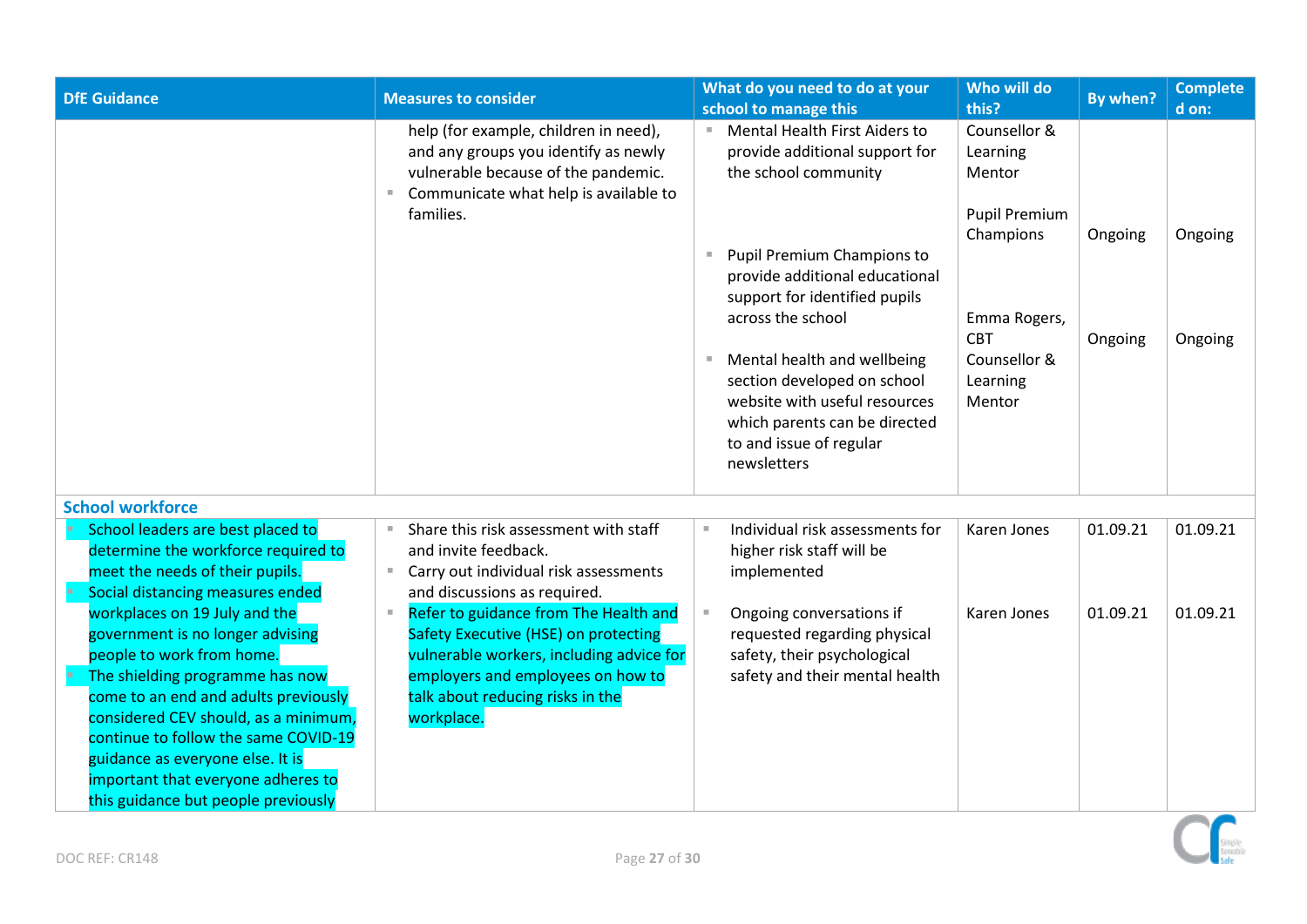| DfE Guidance | Measures to consider | What do you need to do at your school to manage this | Who will do this? | By when? | Completed on: |
|---|---|---|---|---|---|
| | help (for example, children in need), and any groups you identify as newly vulnerable because of the pandemic.<br>▪ Communicate what help is available to families. | ▪ Mental Health First Aiders to provide additional support for the school community<br><br>▪ Pupil Premium Champions to provide additional educational support for identified pupils across the school<br><br>▪ Mental health and wellbeing section developed on school website with useful resources which parents can be directed to and issue of regular newsletters | Counsellor & Learning Mentor<br><br>Pupil Premium Champions<br><br>Emma Rogers, CBT Counsellor & Learning Mentor | <br><br>Ongoing<br><br>Ongoing | <br><br>Ongoing<br><br>Ongoing |
| **School workforce** | | | | | |
| ▪ School leaders are best placed to determine the workforce required to meet the needs of their pupils.<br>▪ Social distancing measures ended workplaces on 19 July and the government is no longer advising people to work from home.<br>▪ The shielding programme has now come to an end and adults previously considered CEV should, as a minimum, continue to follow the same COVID-19 guidance as everyone else. It is important that everyone adheres to this guidance but people previously | ▪ Share this risk assessment with staff and invite feedback.<br>▪ Carry out individual risk assessments and discussions as required.<br>▪ Refer to guidance from The Health and Safety Executive (HSE) on protecting vulnerable workers, including advice for employers and employees on how to talk about reducing risks in the workplace. | ▪ Individual risk assessments for higher risk staff will be implemented<br><br>▪ Ongoing conversations if requested regarding physical safety, their psychological safety and their mental health | Karen Jones<br><br>Karen Jones | 01.09.21<br><br>01.09.21 | 01.09.21<br><br>01.09.21 |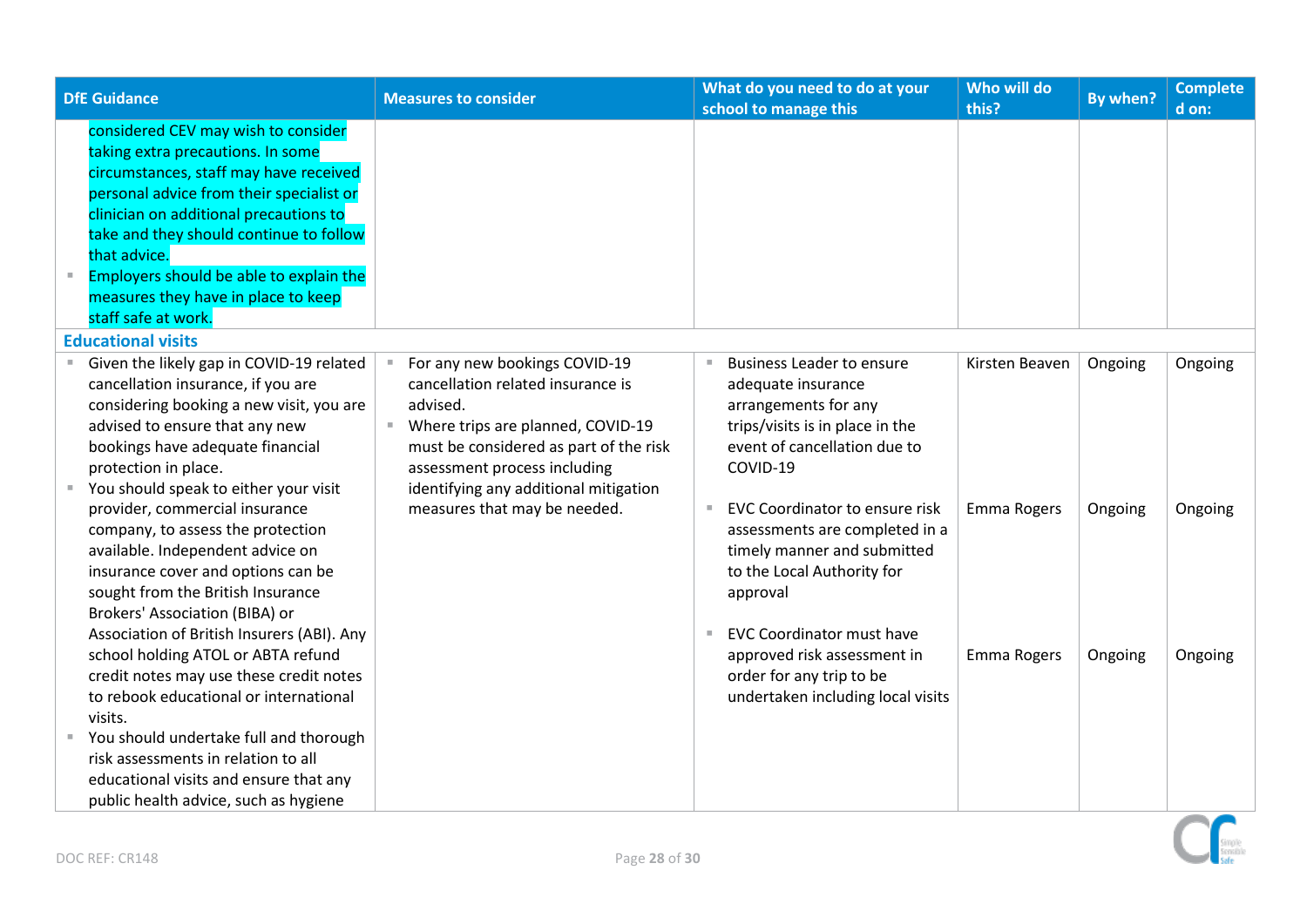| DfE Guidance | Measures to consider | What do you need to do at your school to manage this | Who will do this? | By when? | Completed on: |
|---|---|---|---|---|---|
| considered CEV may wish to consider taking extra precautions. In some circumstances, staff may have received personal advice from their specialist or clinician on additional precautions to take and they should continue to follow that advice.<br>▪ Employers should be able to explain the measures they have in place to keep staff safe at work. | | | | | |
| **Educational visits** | | | | | |
| ▪ Given the likely gap in COVID-19 related cancellation insurance, if you are considering booking a new visit, you are advised to ensure that any new bookings have adequate financial protection in place.<br>▪ You should speak to either your visit provider, commercial insurance company, to assess the protection available. Independent advice on insurance cover and options can be sought from the British Insurance Brokers' Association (BIBA) or Association of British Insurers (ABI). Any school holding ATOL or ABTA refund credit notes may use these credit notes to rebook educational or international visits.<br>▪ You should undertake full and thorough risk assessments in relation to all educational visits and ensure that any public health advice, such as hygiene | ▪ For any new bookings COVID-19 cancellation related insurance is advised.<br>▪ Where trips are planned, COVID-19 must be considered as part of the risk assessment process including identifying any additional mitigation measures that may be needed. | ▪ Business Leader to ensure adequate insurance arrangements for any trips/visits is in place in the event of cancellation due to COVID-19<br><br>▪ EVC Coordinator to ensure risk assessments are completed in a timely manner and submitted to the Local Authority for approval<br><br>▪ EVC Coordinator must have approved risk assessment in order for any trip to be undertaken including local visits | Kirsten Beaven<br><br>Emma Rogers<br><br>Emma Rogers | Ongoing<br><br>Ongoing<br><br>Ongoing | Ongoing<br><br>Ongoing<br><br>Ongoing |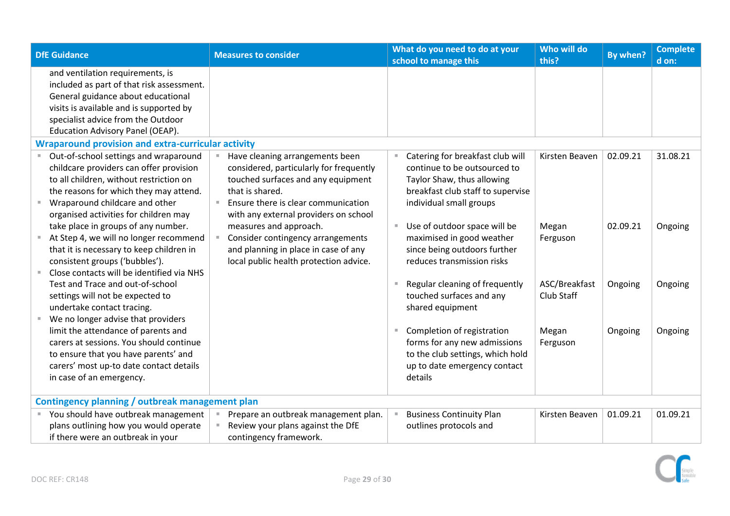| DfE Guidance | Measures to consider | What do you need to do at your school to manage this | Who will do this? | By when? | Completed on: |
|---|---|---|---|---|---|
| and ventilation requirements, is included as part of that risk assessment. General guidance about educational visits is available and is supported by specialist advice from the Outdoor Education Advisory Panel (OEAP). | | | | | |
| **Wraparound provision and extra-curricular activity** | | | | | |
| ▪ Out-of-school settings and wraparound childcare providers can offer provision to all children, without restriction on the reasons for which they may attend.<br>▪ Wraparound childcare and other organised activities for children may take place in groups of any number.<br>▪ At Step 4, we will no longer recommend that it is necessary to keep children in consistent groups ('bubbles').<br>▪ Close contacts will be identified via NHS Test and Trace and out-of-school settings will not be expected to undertake contact tracing.<br>▪ We no longer advise that providers limit the attendance of parents and carers at sessions. You should continue to ensure that you have parents' and carers' most up-to date contact details in case of an emergency. | ▪ Have cleaning arrangements been considered, particularly for frequently touched surfaces and any equipment that is shared.<br>▪ Ensure there is clear communication with any external providers on school measures and approach.<br>▪ Consider contingency arrangements and planning in place in case of any local public health protection advice. | ▪ Catering for breakfast club will continue to be outsourced to Taylor Shaw, thus allowing breakfast club staff to supervise individual small groups | Kirsten Beaven | 02.09.21 | 31.08.21 |
| | | ▪ Use of outdoor space will be maximised in good weather since being outdoors further reduces transmission risks | Megan Ferguson | 02.09.21 | Ongoing |
| | | ▪ Regular cleaning of frequently touched surfaces and any shared equipment | ASC/Breakfast Club Staff | Ongoing | Ongoing |
| | | ▪ Completion of registration forms for any new admissions to the club settings, which hold up to date emergency contact details | Megan Ferguson | Ongoing | Ongoing |
| **Contingency planning / outbreak management plan** | | | | | |
| ▪ You should have outbreak management plans outlining how you would operate if there were an outbreak in your | ▪ Prepare an outbreak management plan.<br>▪ Review your plans against the DfE contingency framework. | ▪ Business Continuity Plan outlines protocols and | Kirsten Beaven | 01.09.21 | 01.09.21 |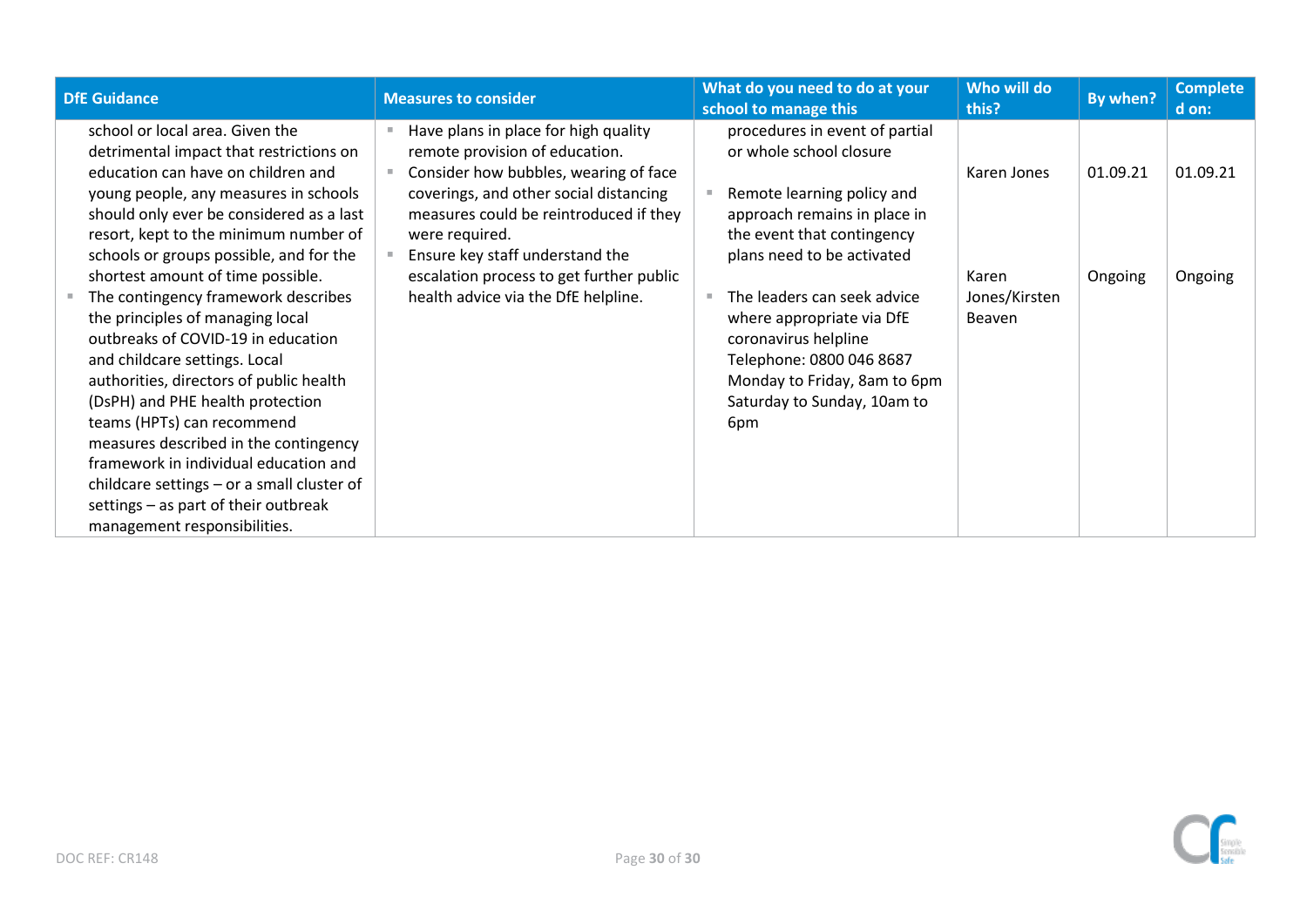| DfE Guidance | Measures to consider | What do you need to do at your school to manage this | Who will do this? | By when? | Completed on: |
|---|---|---|---|---|---|
| school or local area. Given the detrimental impact that restrictions on education can have on children and young people, any measures in schools should only ever be considered as a last resort, kept to the minimum number of schools or groups possible, and for the shortest amount of time possible.<br>▪ The contingency framework describes the principles of managing local outbreaks of COVID-19 in education and childcare settings. Local authorities, directors of public health (DsPH) and PHE health protection teams (HPTs) can recommend measures described in the contingency framework in individual education and childcare settings – or a small cluster of settings – as part of their outbreak management responsibilities. | ▪ Have plans in place for high quality remote provision of education.<br>▪ Consider how bubbles, wearing of face coverings, and other social distancing measures could be reintroduced if they were required.<br>▪ Ensure key staff understand the escalation process to get further public health advice via the DfE helpline. | procedures in event of partial or whole school closure<br><br>▪ Remote learning policy and approach remains in place in the event that contingency plans need to be activated<br><br>▪ The leaders can seek advice where appropriate via DfE coronavirus helpline Telephone: 0800 046 8687 Monday to Friday, 8am to 6pm Saturday to Sunday, 10am to 6pm | Karen Jones<br><br>Karen Jones/Kirsten Beaven | 01.09.21<br><br>Ongoing | 01.09.21<br><br>Ongoing |

DOC REF: CR148